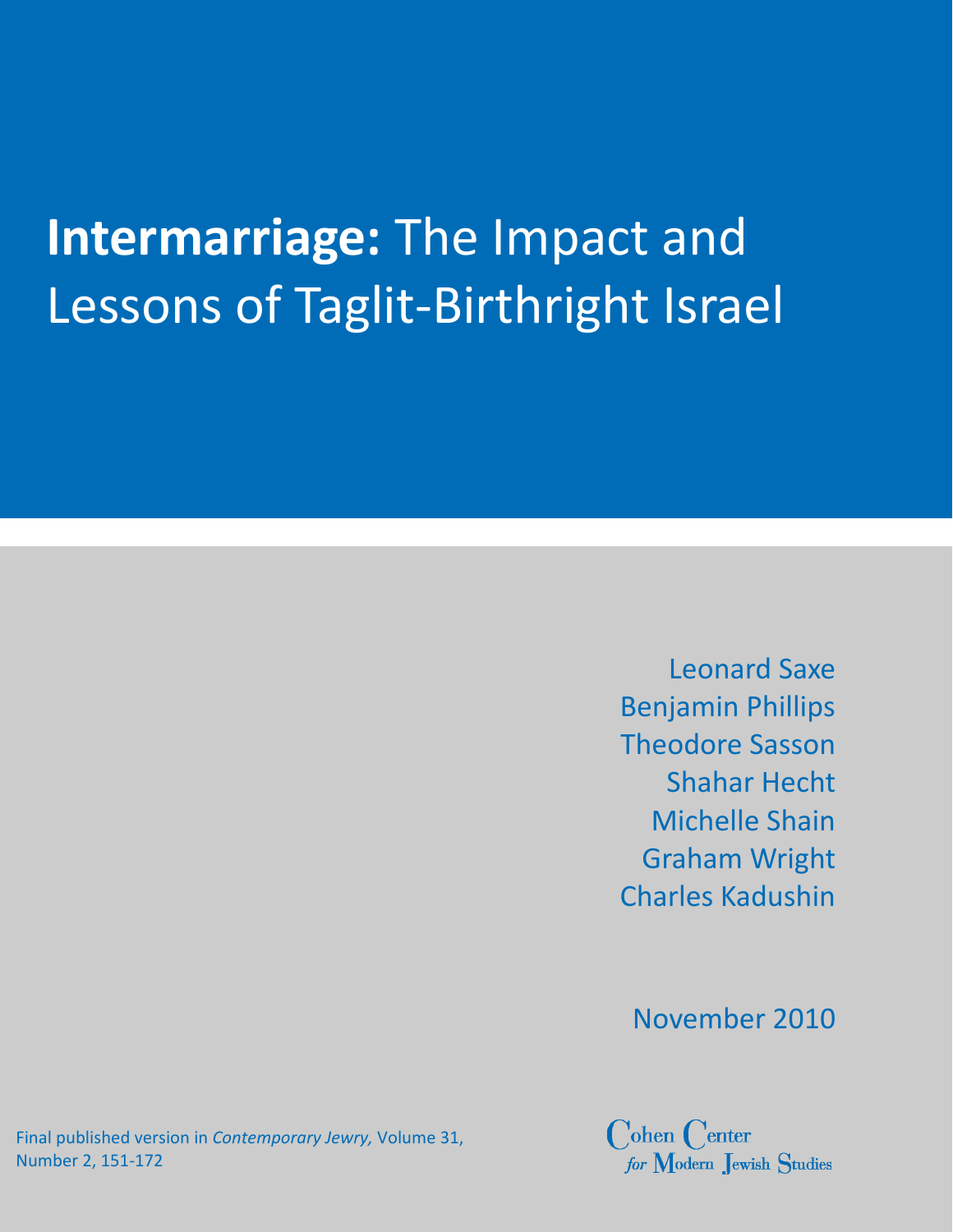# **Intermarriage:** The Impact and Lessons of Taglit-Birthright Israel

Leonard Saxe
Benjamin Phillips
Theodore Sasson
Shahar Hecht
Michelle Shain
Graham Wright
Charles Kadushin

November 2010

Final published version in *Contemporary Jewry,* Volume 31, Number 2, 151-172

Cohen Center *for* Modern Jewish Studies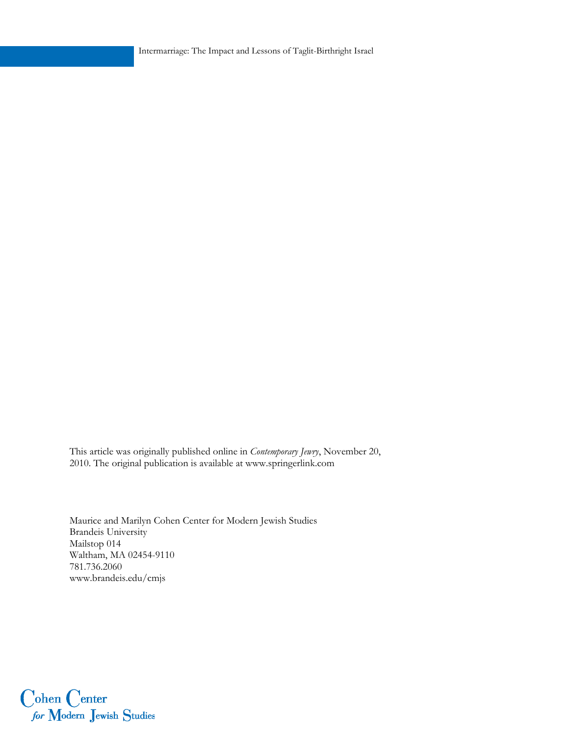This article was originally published online in *Contemporary Jewry*, November 20, 2010. The original publication is available at www.springerlink.com

Maurice and Marilyn Cohen Center for Modern Jewish Studies
Brandeis University
Mailstop 014
Waltham, MA 02454-9110
781.736.2060
www.brandeis.edu/cmjs

Cohen Center
*for* Modern Jewish Studies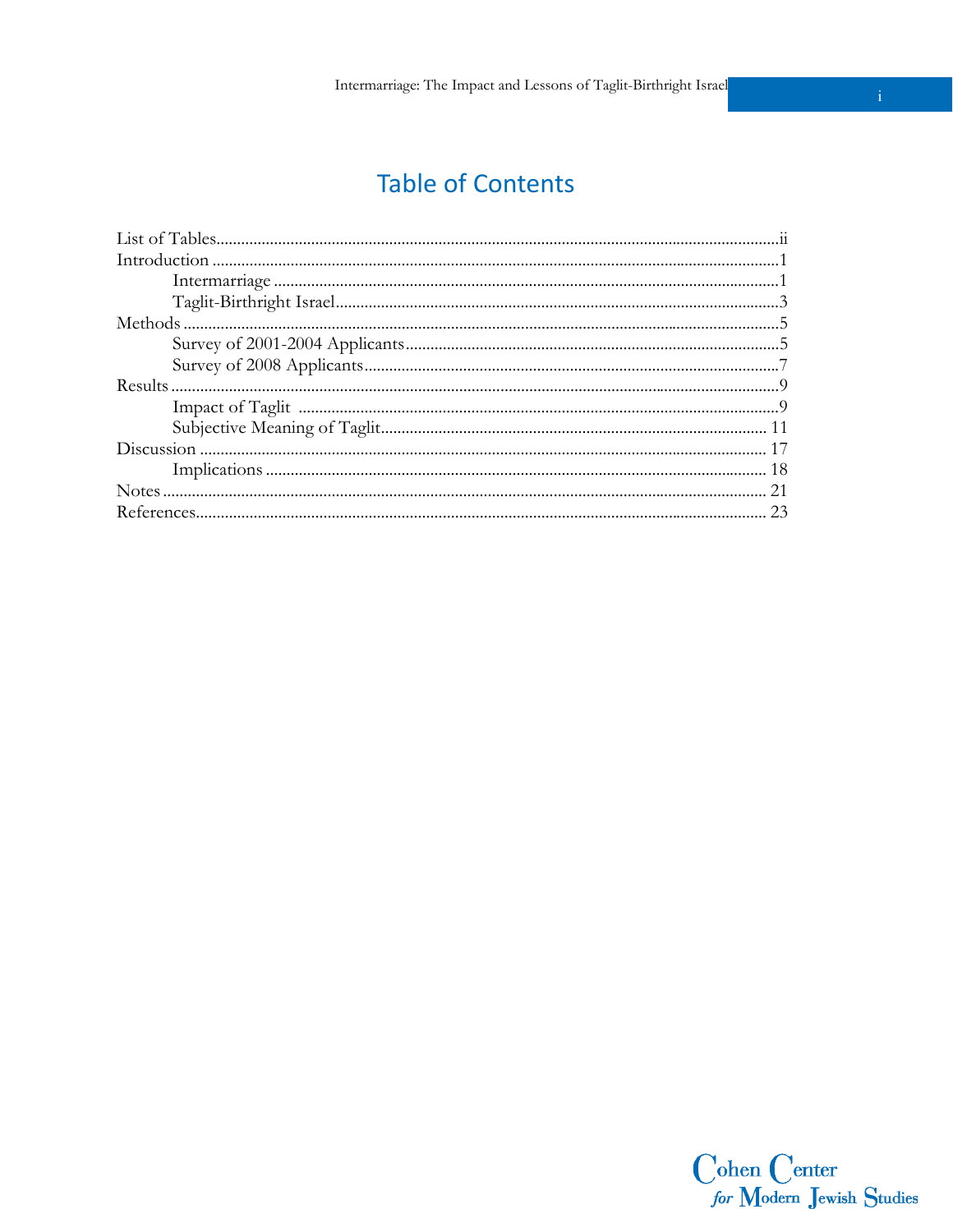# Table of Contents

List of Tables....................ii

Introduction....................1

- Intermarriage....................1
- Taglit-Birthright Israel....................3

Methods....................5

- Survey of 2001-2004 Applicants....................5
- Survey of 2008 Applicants....................7

Results....................9

- Impact of Taglit....................9
- Subjective Meaning of Taglit....................11

Discussion....................17

- Implications....................18

Notes....................21

References....................23

Cohen Center
*for* Modern Jewish Studies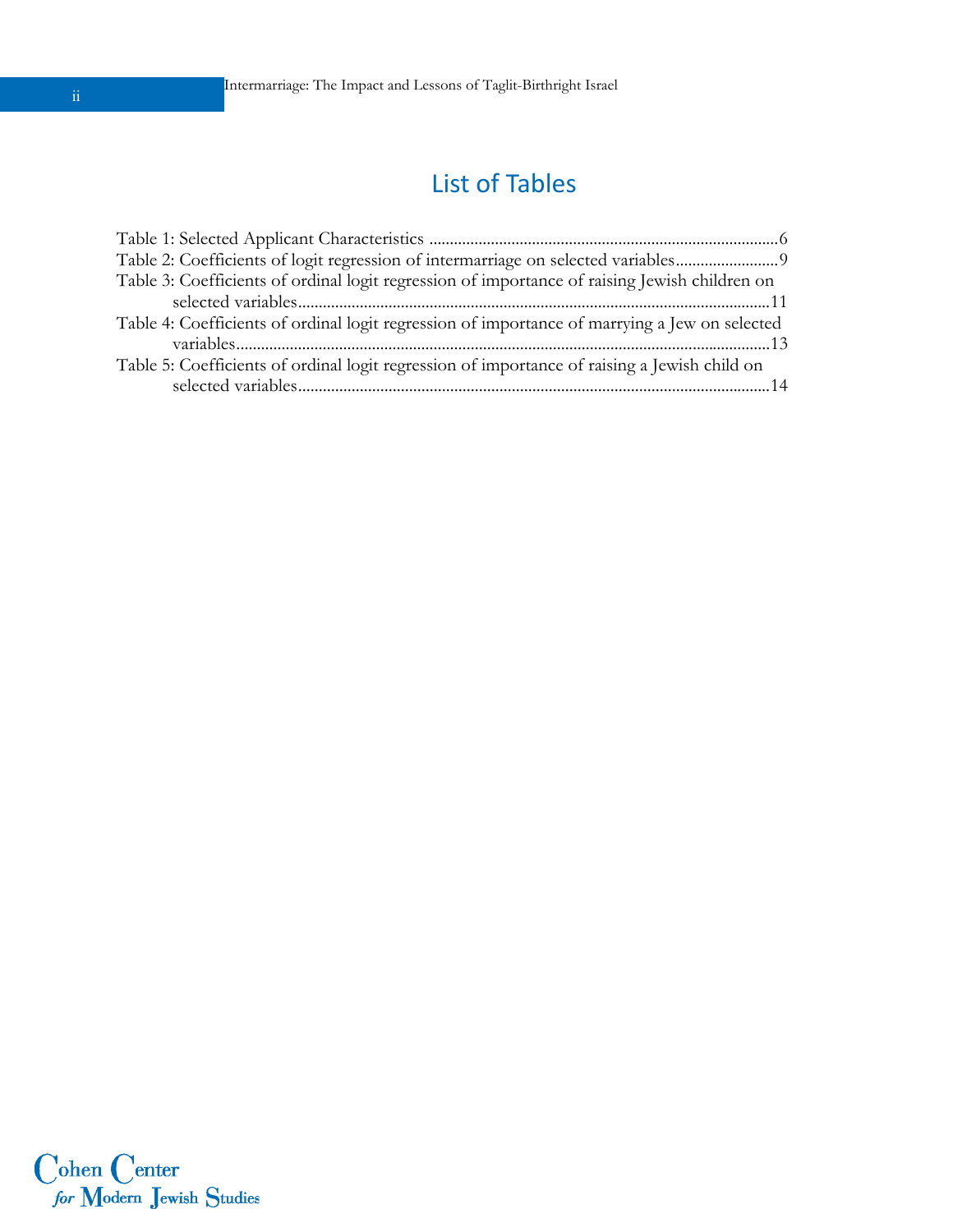# List of Tables

Table 1: Selected Applicant Characteristics ....................................................................................6
Table 2: Coefficients of logit regression of intermarriage on selected variables.........................9
Table 3: Coefficients of ordinal logit regression of importance of raising Jewish children on selected variables..................................................................................................................11
Table 4: Coefficients of ordinal logit regression of importance of marrying a Jew on selected variables.................................................................................................................................13
Table 5: Coefficients of ordinal logit regression of importance of raising a Jewish child on selected variables..................................................................................................................14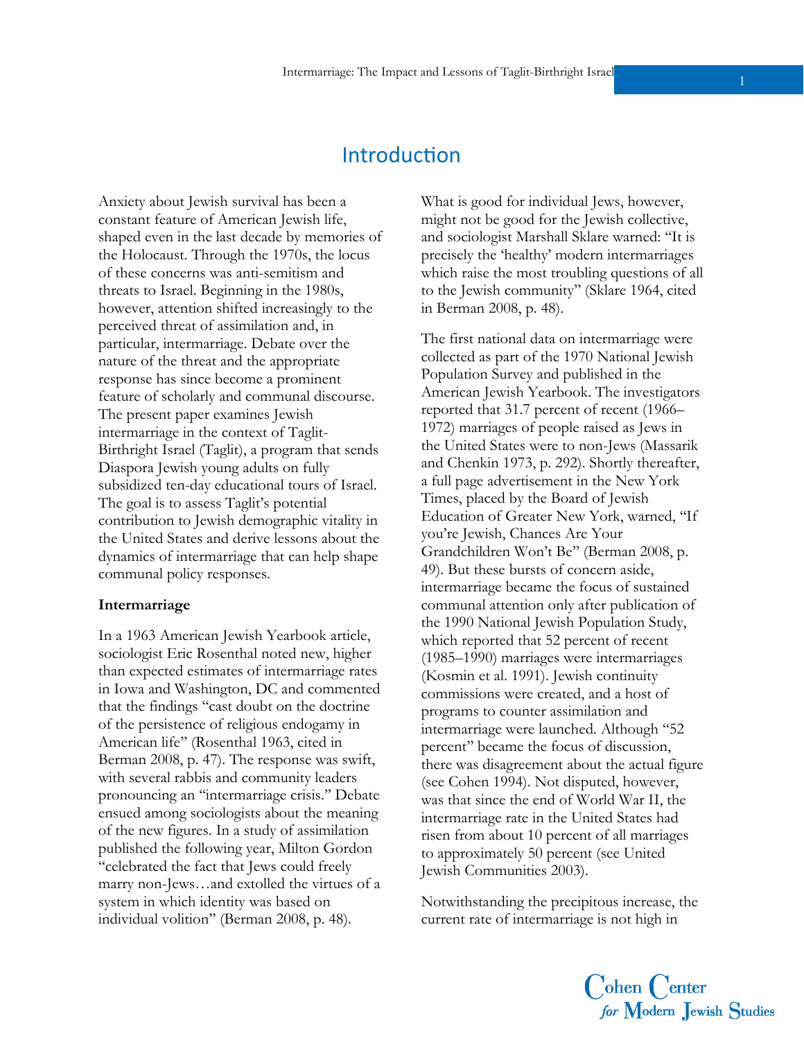# Introduction

Anxiety about Jewish survival has been a constant feature of American Jewish life, shaped even in the last decade by memories of the Holocaust. Through the 1970s, the locus of these concerns was anti-semitism and threats to Israel. Beginning in the 1980s, however, attention shifted increasingly to the perceived threat of assimilation and, in particular, intermarriage. Debate over the nature of the threat and the appropriate response has since become a prominent feature of scholarly and communal discourse. The present paper examines Jewish intermarriage in the context of Taglit-Birthright Israel (Taglit), a program that sends Diaspora Jewish young adults on fully subsidized ten-day educational tours of Israel. The goal is to assess Taglit's potential contribution to Jewish demographic vitality in the United States and derive lessons about the dynamics of intermarriage that can help shape communal policy responses.

**Intermarriage**

In a 1963 American Jewish Yearbook article, sociologist Eric Rosenthal noted new, higher than expected estimates of intermarriage rates in Iowa and Washington, DC and commented that the findings "cast doubt on the doctrine of the persistence of religious endogamy in American life" (Rosenthal 1963, cited in Berman 2008, p. 47). The response was swift, with several rabbis and community leaders pronouncing an "intermarriage crisis." Debate ensued among sociologists about the meaning of the new figures. In a study of assimilation published the following year, Milton Gordon "celebrated the fact that Jews could freely marry non-Jews…and extolled the virtues of a system in which identity was based on individual volition" (Berman 2008, p. 48).

What is good for individual Jews, however, might not be good for the Jewish collective, and sociologist Marshall Sklare warned: "It is precisely the 'healthy' modern intermarriages which raise the most troubling questions of all to the Jewish community" (Sklare 1964, cited in Berman 2008, p. 48).

The first national data on intermarriage were collected as part of the 1970 National Jewish Population Survey and published in the American Jewish Yearbook. The investigators reported that 31.7 percent of recent (1966–1972) marriages of people raised as Jews in the United States were to non-Jews (Massarik and Chenkin 1973, p. 292). Shortly thereafter, a full page advertisement in the New York Times, placed by the Board of Jewish Education of Greater New York, warned, "If you're Jewish, Chances Are Your Grandchildren Won't Be" (Berman 2008, p. 49). But these bursts of concern aside, intermarriage became the focus of sustained communal attention only after publication of the 1990 National Jewish Population Study, which reported that 52 percent of recent (1985–1990) marriages were intermarriages (Kosmin et al. 1991). Jewish continuity commissions were created, and a host of programs to counter assimilation and intermarriage were launched. Although "52 percent" became the focus of discussion, there was disagreement about the actual figure (see Cohen 1994). Not disputed, however, was that since the end of World War II, the intermarriage rate in the United States had risen from about 10 percent of all marriages to approximately 50 percent (see United Jewish Communities 2003).

Notwithstanding the precipitous increase, the current rate of intermarriage is not high in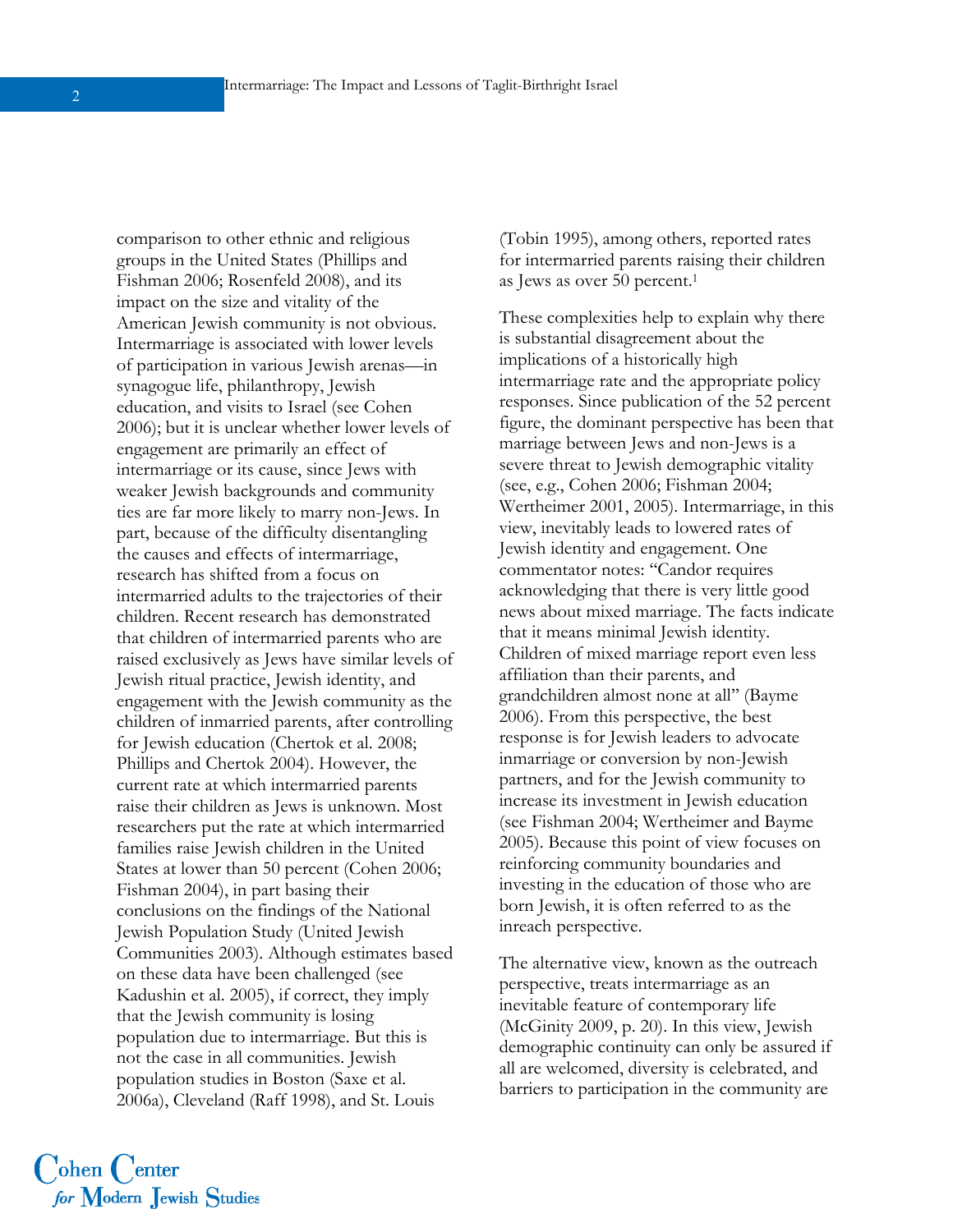comparison to other ethnic and religious groups in the United States (Phillips and Fishman 2006; Rosenfeld 2008), and its impact on the size and vitality of the American Jewish community is not obvious. Intermarriage is associated with lower levels of participation in various Jewish arenas—in synagogue life, philanthropy, Jewish education, and visits to Israel (see Cohen 2006); but it is unclear whether lower levels of engagement are primarily an effect of intermarriage or its cause, since Jews with weaker Jewish backgrounds and community ties are far more likely to marry non-Jews. In part, because of the difficulty disentangling the causes and effects of intermarriage, research has shifted from a focus on intermarried adults to the trajectories of their children. Recent research has demonstrated that children of intermarried parents who are raised exclusively as Jews have similar levels of Jewish ritual practice, Jewish identity, and engagement with the Jewish community as the children of inmarried parents, after controlling for Jewish education (Chertok et al. 2008; Phillips and Chertok 2004). However, the current rate at which intermarried parents raise their children as Jews is unknown. Most researchers put the rate at which intermarried families raise Jewish children in the United States at lower than 50 percent (Cohen 2006; Fishman 2004), in part basing their conclusions on the findings of the National Jewish Population Study (United Jewish Communities 2003). Although estimates based on these data have been challenged (see Kadushin et al. 2005), if correct, they imply that the Jewish community is losing population due to intermarriage. But this is not the case in all communities. Jewish population studies in Boston (Saxe et al. 2006a), Cleveland (Raff 1998), and St. Louis (Tobin 1995), among others, reported rates for intermarried parents raising their children as Jews as over 50 percent.[1]

These complexities help to explain why there is substantial disagreement about the implications of a historically high intermarriage rate and the appropriate policy responses. Since publication of the 52 percent figure, the dominant perspective has been that marriage between Jews and non-Jews is a severe threat to Jewish demographic vitality (see, e.g., Cohen 2006; Fishman 2004; Wertheimer 2001, 2005). Intermarriage, in this view, inevitably leads to lowered rates of Jewish identity and engagement. One commentator notes: "Candor requires acknowledging that there is very little good news about mixed marriage. The facts indicate that it means minimal Jewish identity. Children of mixed marriage report even less affiliation than their parents, and grandchildren almost none at all" (Bayme 2006). From this perspective, the best response is for Jewish leaders to advocate inmarriage or conversion by non-Jewish partners, and for the Jewish community to increase its investment in Jewish education (see Fishman 2004; Wertheimer and Bayme 2005). Because this point of view focuses on reinforcing community boundaries and investing in the education of those who are born Jewish, it is often referred to as the inreach perspective.

The alternative view, known as the outreach perspective, treats intermarriage as an inevitable feature of contemporary life (McGinity 2009, p. 20). In this view, Jewish demographic continuity can only be assured if all are welcomed, diversity is celebrated, and barriers to participation in the community are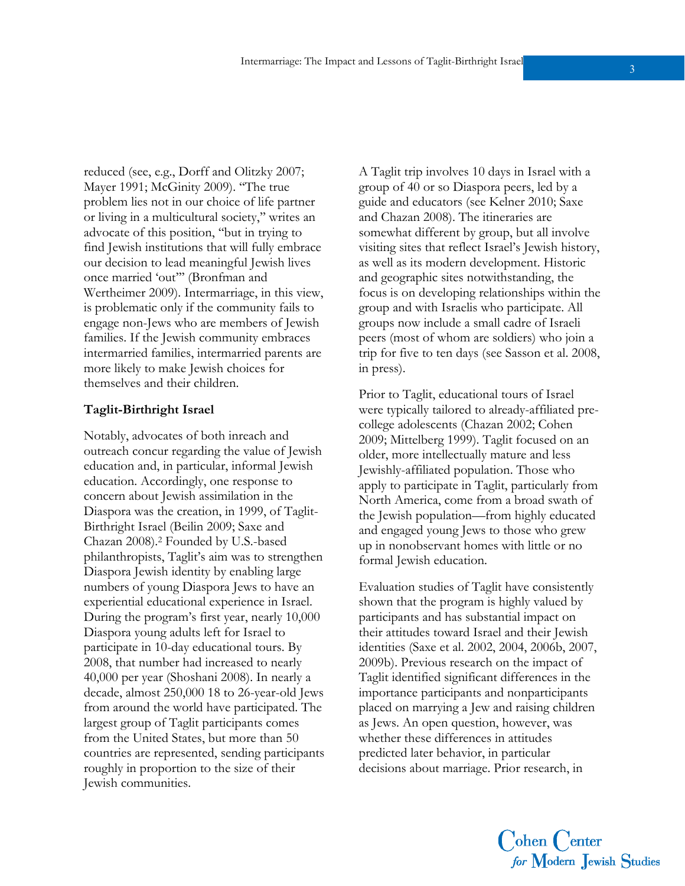reduced (see, e.g., Dorff and Olitzky 2007; Mayer 1991; McGinity 2009). "The true problem lies not in our choice of life partner or living in a multicultural society," writes an advocate of this position, "but in trying to find Jewish institutions that will fully embrace our decision to lead meaningful Jewish lives once married 'out'" (Bronfman and Wertheimer 2009). Intermarriage, in this view, is problematic only if the community fails to engage non-Jews who are members of Jewish families. If the Jewish community embraces intermarried families, intermarried parents are more likely to make Jewish choices for themselves and their children.

**Taglit-Birthright Israel**

Notably, advocates of both inreach and outreach concur regarding the value of Jewish education and, in particular, informal Jewish education. Accordingly, one response to concern about Jewish assimilation in the Diaspora was the creation, in 1999, of Taglit-Birthright Israel (Beilin 2009; Saxe and Chazan 2008).[2] Founded by U.S.-based philanthropists, Taglit's aim was to strengthen Diaspora Jewish identity by enabling large numbers of young Diaspora Jews to have an experiential educational experience in Israel. During the program's first year, nearly 10,000 Diaspora young adults left for Israel to participate in 10-day educational tours. By 2008, that number had increased to nearly 40,000 per year (Shoshani 2008). In nearly a decade, almost 250,000 18 to 26-year-old Jews from around the world have participated. The largest group of Taglit participants comes from the United States, but more than 50 countries are represented, sending participants roughly in proportion to the size of their Jewish communities.

A Taglit trip involves 10 days in Israel with a group of 40 or so Diaspora peers, led by a guide and educators (see Kelner 2010; Saxe and Chazan 2008). The itineraries are somewhat different by group, but all involve visiting sites that reflect Israel's Jewish history, as well as its modern development. Historic and geographic sites notwithstanding, the focus is on developing relationships within the group and with Israelis who participate. All groups now include a small cadre of Israeli peers (most of whom are soldiers) who join a trip for five to ten days (see Sasson et al. 2008, in press).

Prior to Taglit, educational tours of Israel were typically tailored to already-affiliated pre-college adolescents (Chazan 2002; Cohen 2009; Mittelberg 1999). Taglit focused on an older, more intellectually mature and less Jewishly-affiliated population. Those who apply to participate in Taglit, particularly from North America, come from a broad swath of the Jewish population—from highly educated and engaged young Jews to those who grew up in nonobservant homes with little or no formal Jewish education.

Evaluation studies of Taglit have consistently shown that the program is highly valued by participants and has substantial impact on their attitudes toward Israel and their Jewish identities (Saxe et al. 2002, 2004, 2006b, 2007, 2009b). Previous research on the impact of Taglit identified significant differences in the importance participants and nonparticipants placed on marrying a Jew and raising children as Jews. An open question, however, was whether these differences in attitudes predicted later behavior, in particular decisions about marriage. Prior research, in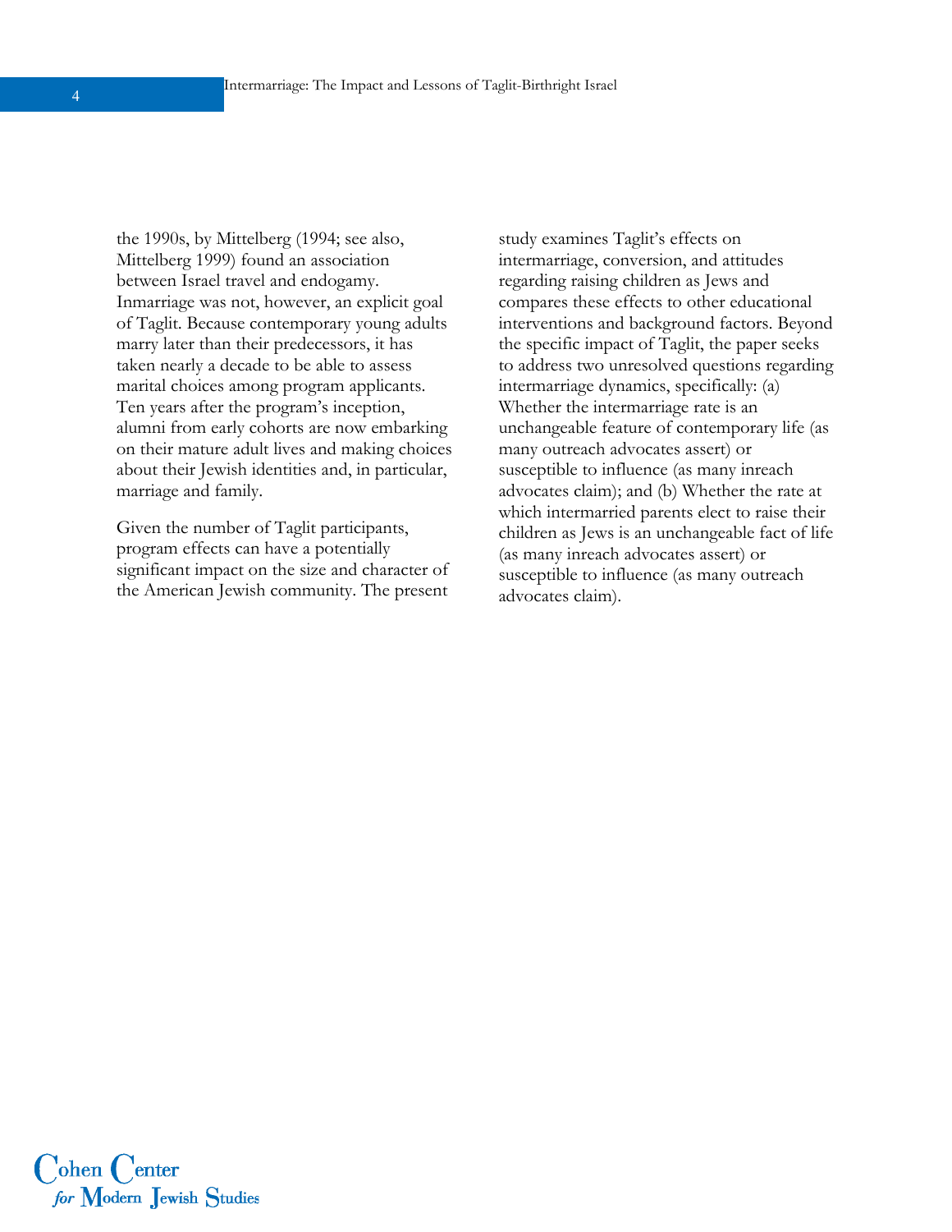the 1990s, by Mittelberg (1994; see also, Mittelberg 1999) found an association between Israel travel and endogamy. Inmarriage was not, however, an explicit goal of Taglit. Because contemporary young adults marry later than their predecessors, it has taken nearly a decade to be able to assess marital choices among program applicants. Ten years after the program's inception, alumni from early cohorts are now embarking on their mature adult lives and making choices about their Jewish identities and, in particular, marriage and family.

Given the number of Taglit participants, program effects can have a potentially significant impact on the size and character of the American Jewish community. The present study examines Taglit's effects on intermarriage, conversion, and attitudes regarding raising children as Jews and compares these effects to other educational interventions and background factors. Beyond the specific impact of Taglit, the paper seeks to address two unresolved questions regarding intermarriage dynamics, specifically: (a) Whether the intermarriage rate is an unchangeable feature of contemporary life (as many outreach advocates assert) or susceptible to influence (as many inreach advocates claim); and (b) Whether the rate at which intermarried parents elect to raise their children as Jews is an unchangeable fact of life (as many inreach advocates assert) or susceptible to influence (as many outreach advocates claim).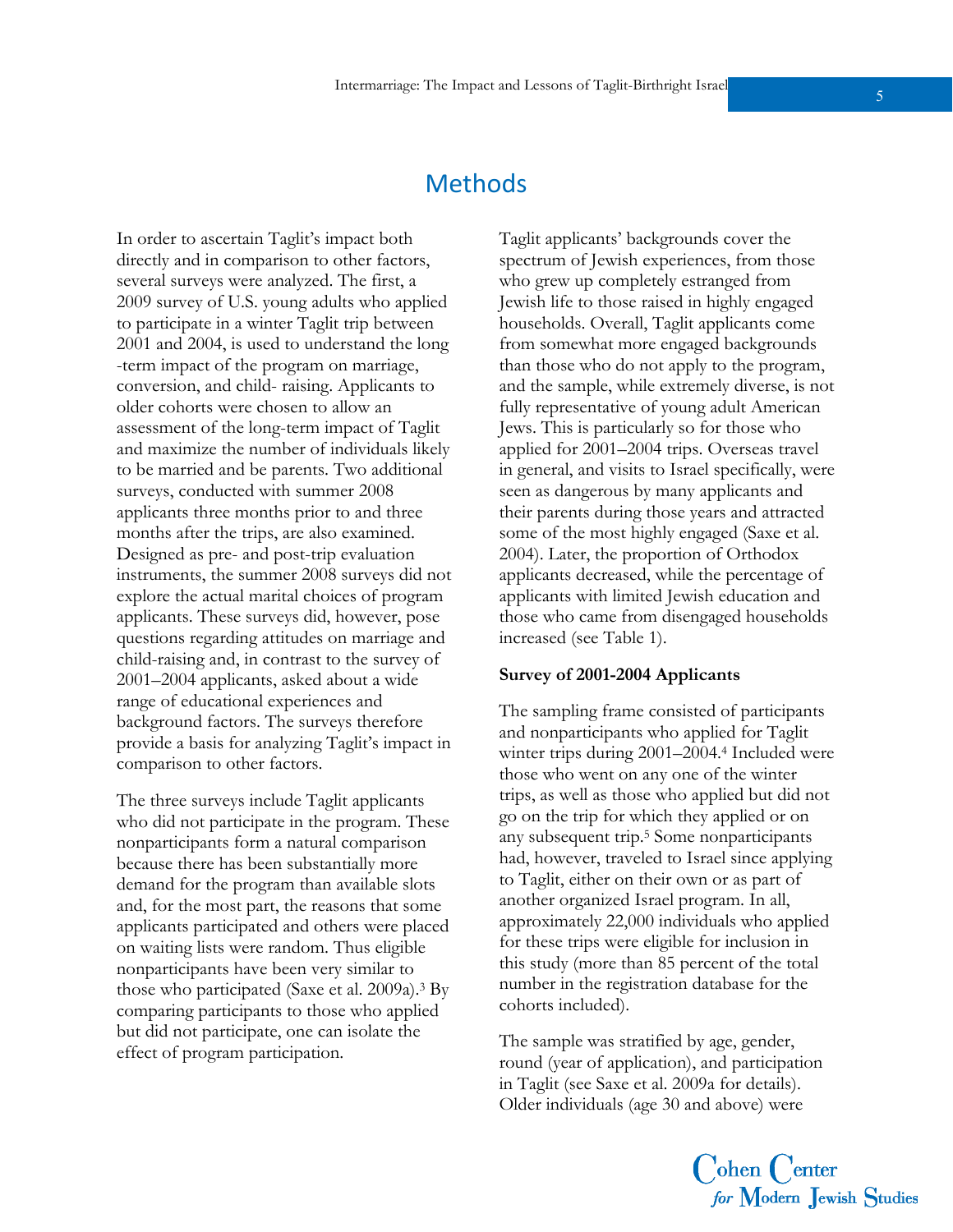# Methods

In order to ascertain Taglit's impact both directly and in comparison to other factors, several surveys were analyzed. The first, a 2009 survey of U.S. young adults who applied to participate in a winter Taglit trip between 2001 and 2004, is used to understand the long-term impact of the program on marriage, conversion, and child-raising. Applicants to older cohorts were chosen to allow an assessment of the long-term impact of Taglit and maximize the number of individuals likely to be married and be parents. Two additional surveys, conducted with summer 2008 applicants three months prior to and three months after the trips, are also examined. Designed as pre- and post-trip evaluation instruments, the summer 2008 surveys did not explore the actual marital choices of program applicants. These surveys did, however, pose questions regarding attitudes on marriage and child-raising and, in contrast to the survey of 2001–2004 applicants, asked about a wide range of educational experiences and background factors. The surveys therefore provide a basis for analyzing Taglit's impact in comparison to other factors.

The three surveys include Taglit applicants who did not participate in the program. These nonparticipants form a natural comparison because there has been substantially more demand for the program than available slots and, for the most part, the reasons that some applicants participated and others were placed on waiting lists were random. Thus eligible nonparticipants have been very similar to those who participated (Saxe et al. 2009a).[3] By comparing participants to those who applied but did not participate, one can isolate the effect of program participation.

Taglit applicants' backgrounds cover the spectrum of Jewish experiences, from those who grew up completely estranged from Jewish life to those raised in highly engaged households. Overall, Taglit applicants come from somewhat more engaged backgrounds than those who do not apply to the program, and the sample, while extremely diverse, is not fully representative of young adult American Jews. This is particularly so for those who applied for 2001–2004 trips. Overseas travel in general, and visits to Israel specifically, were seen as dangerous by many applicants and their parents during those years and attracted some of the most highly engaged (Saxe et al. 2004). Later, the proportion of Orthodox applicants decreased, while the percentage of applicants with limited Jewish education and those who came from disengaged households increased (see Table 1).

**Survey of 2001-2004 Applicants**

The sampling frame consisted of participants and nonparticipants who applied for Taglit winter trips during 2001–2004.[4] Included were those who went on any one of the winter trips, as well as those who applied but did not go on the trip for which they applied or on any subsequent trip.[5] Some nonparticipants had, however, traveled to Israel since applying to Taglit, either on their own or as part of another organized Israel program. In all, approximately 22,000 individuals who applied for these trips were eligible for inclusion in this study (more than 85 percent of the total number in the registration database for the cohorts included).

The sample was stratified by age, gender, round (year of application), and participation in Taglit (see Saxe et al. 2009a for details). Older individuals (age 30 and above) were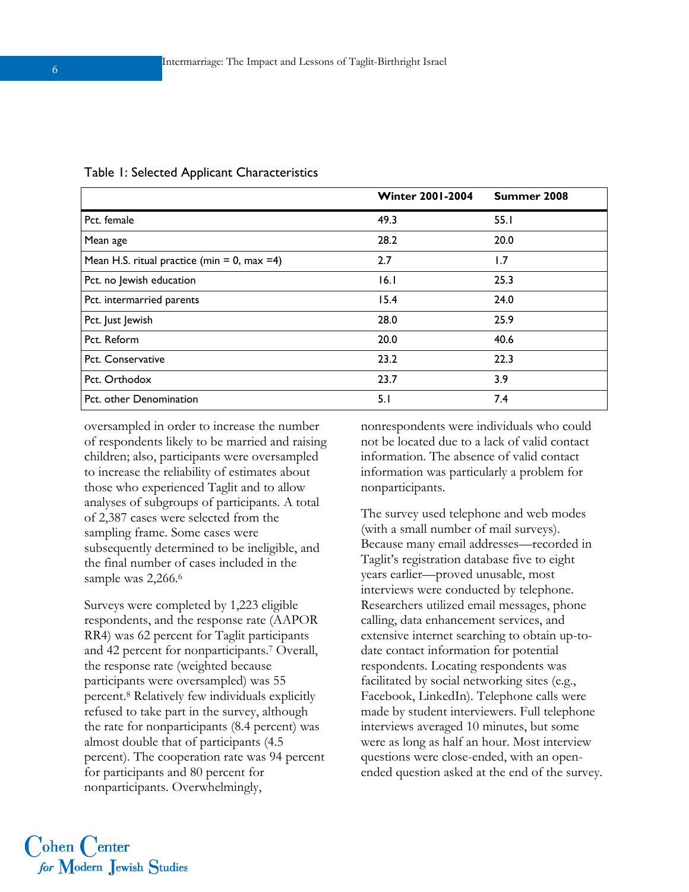Table 1: Selected Applicant Characteristics

| | Winter 2001-2004 | Summer 2008 |
|---|---|---|
| Pct. female | 49.3 | 55.1 |
| Mean age | 28.2 | 20.0 |
| Mean H.S. ritual practice (min = 0, max =4) | 2.7 | 1.7 |
| Pct. no Jewish education | 16.1 | 25.3 |
| Pct. intermarried parents | 15.4 | 24.0 |
| Pct. Just Jewish | 28.0 | 25.9 |
| Pct. Reform | 20.0 | 40.6 |
| Pct. Conservative | 23.2 | 22.3 |
| Pct. Orthodox | 23.7 | 3.9 |
| Pct. other Denomination | 5.1 | 7.4 |

oversampled in order to increase the number of respondents likely to be married and raising children; also, participants were oversampled to increase the reliability of estimates about those who experienced Taglit and to allow analyses of subgroups of participants. A total of 2,387 cases were selected from the sampling frame. Some cases were subsequently determined to be ineligible, and the final number of cases included in the sample was 2,266.[6]

Surveys were completed by 1,223 eligible respondents, and the response rate (AAPOR RR4) was 62 percent for Taglit participants and 42 percent for nonparticipants.[7] Overall, the response rate (weighted because participants were oversampled) was 55 percent.[8] Relatively few individuals explicitly refused to take part in the survey, although the rate for nonparticipants (8.4 percent) was almost double that of participants (4.5 percent). The cooperation rate was 94 percent for participants and 80 percent for nonparticipants. Overwhelmingly, nonrespondents were individuals who could not be located due to a lack of valid contact information. The absence of valid contact information was particularly a problem for nonparticipants.

The survey used telephone and web modes (with a small number of mail surveys). Because many email addresses—recorded in Taglit's registration database five to eight years earlier—proved unusable, most interviews were conducted by telephone. Researchers utilized email messages, phone calling, data enhancement services, and extensive internet searching to obtain up-to-date contact information for potential respondents. Locating respondents was facilitated by social networking sites (e.g., Facebook, LinkedIn). Telephone calls were made by student interviewers. Full telephone interviews averaged 10 minutes, but some were as long as half an hour. Most interview questions were close-ended, with an open-ended question asked at the end of the survey.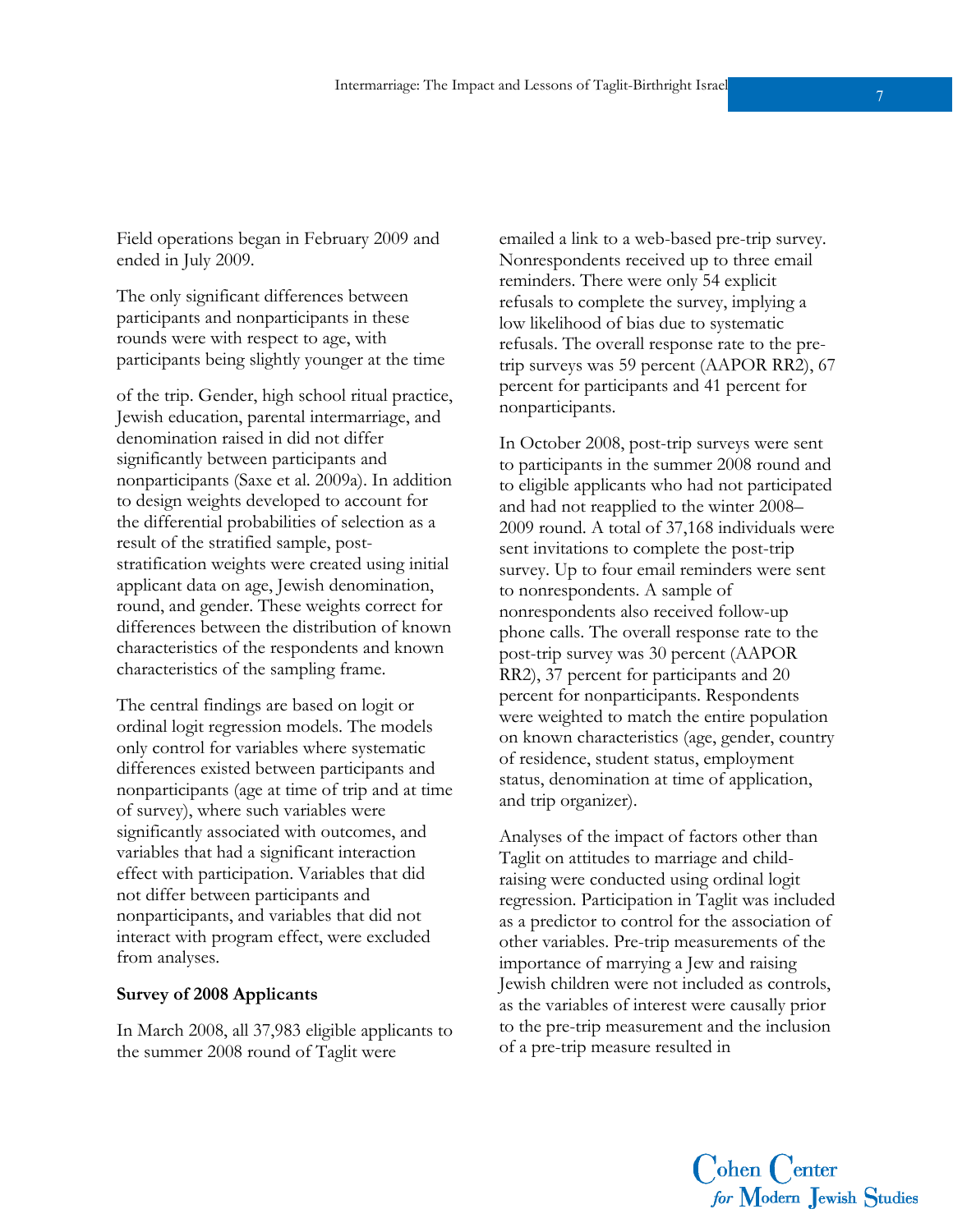Field operations began in February 2009 and ended in July 2009.

The only significant differences between participants and nonparticipants in these rounds were with respect to age, with participants being slightly younger at the time of the trip. Gender, high school ritual practice, Jewish education, parental intermarriage, and denomination raised in did not differ significantly between participants and nonparticipants (Saxe et al. 2009a). In addition to design weights developed to account for the differential probabilities of selection as a result of the stratified sample, post-stratification weights were created using initial applicant data on age, Jewish denomination, round, and gender. These weights correct for differences between the distribution of known characteristics of the respondents and known characteristics of the sampling frame.

The central findings are based on logit or ordinal logit regression models. The models only control for variables where systematic differences existed between participants and nonparticipants (age at time of trip and at time of survey), where such variables were significantly associated with outcomes, and variables that had a significant interaction effect with participation. Variables that did not differ between participants and nonparticipants, and variables that did not interact with program effect, were excluded from analyses.

**Survey of 2008 Applicants**

In March 2008, all 37,983 eligible applicants to the summer 2008 round of Taglit were emailed a link to a web-based pre-trip survey. Nonrespondents received up to three email reminders. There were only 54 explicit refusals to complete the survey, implying a low likelihood of bias due to systematic refusals. The overall response rate to the pre-trip surveys was 59 percent (AAPOR RR2), 67 percent for participants and 41 percent for nonparticipants.

In October 2008, post-trip surveys were sent to participants in the summer 2008 round and to eligible applicants who had not participated and had not reapplied to the winter 2008–2009 round. A total of 37,168 individuals were sent invitations to complete the post-trip survey. Up to four email reminders were sent to nonrespondents. A sample of nonrespondents also received follow-up phone calls. The overall response rate to the post-trip survey was 30 percent (AAPOR RR2), 37 percent for participants and 20 percent for nonparticipants. Respondents were weighted to match the entire population on known characteristics (age, gender, country of residence, student status, employment status, denomination at time of application, and trip organizer).

Analyses of the impact of factors other than Taglit on attitudes to marriage and child-raising were conducted using ordinal logit regression. Participation in Taglit was included as a predictor to control for the association of other variables. Pre-trip measurements of the importance of marrying a Jew and raising Jewish children were not included as controls, as the variables of interest were causally prior to the pre-trip measurement and the inclusion of a pre-trip measure resulted in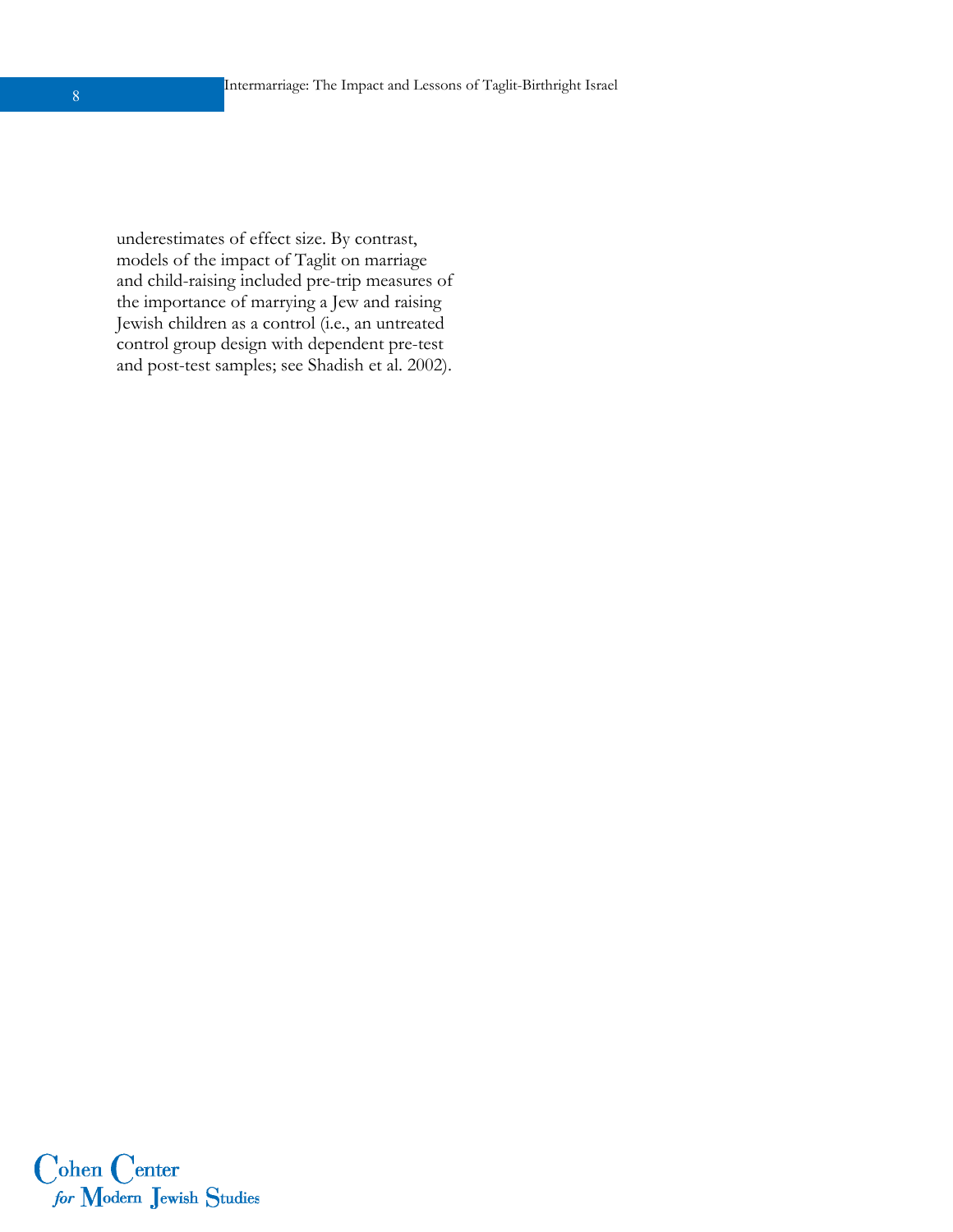underestimates of effect size. By contrast, models of the impact of Taglit on marriage and child-raising included pre-trip measures of the importance of marrying a Jew and raising Jewish children as a control (i.e., an untreated control group design with dependent pre-test and post-test samples; see Shadish et al. 2002).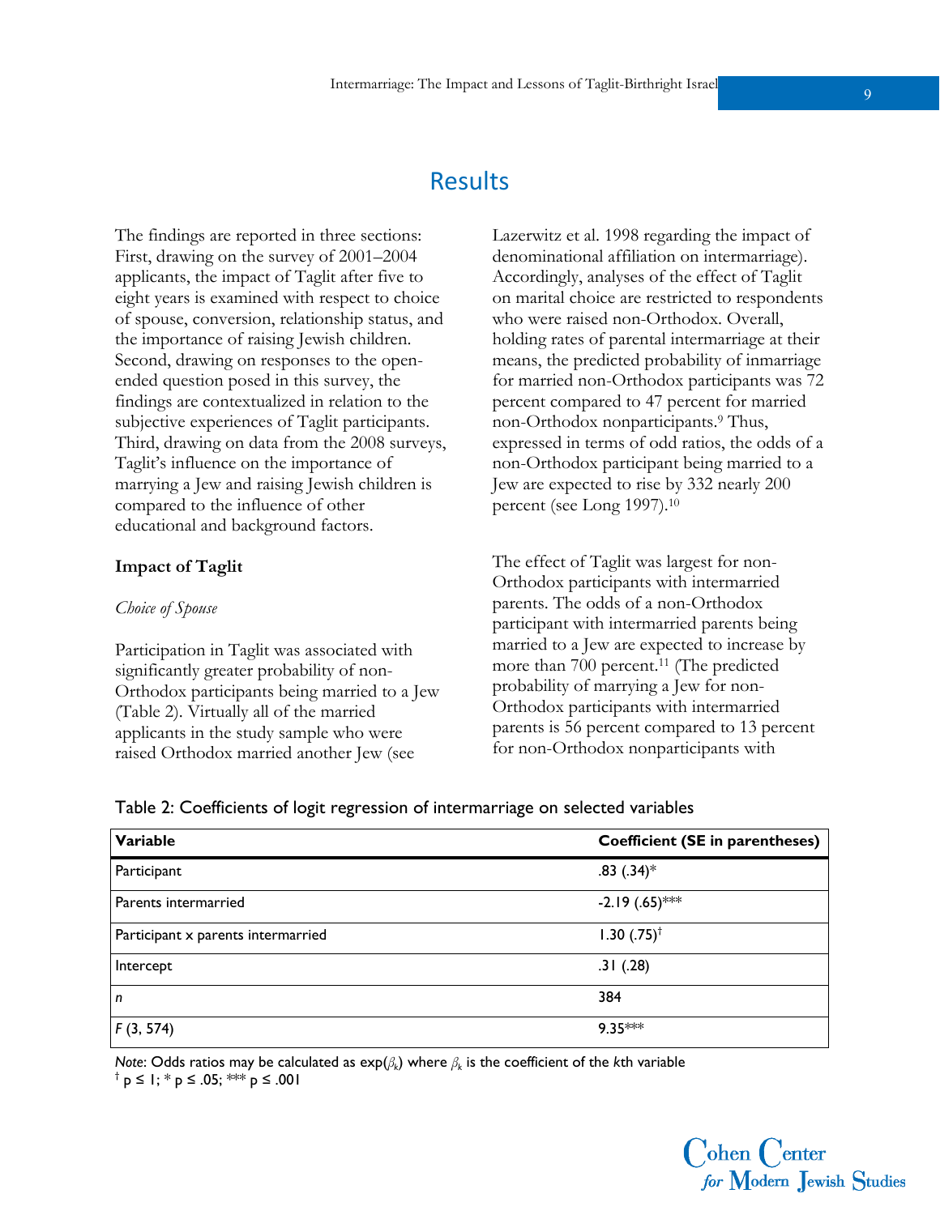# Results

The findings are reported in three sections: First, drawing on the survey of 2001–2004 applicants, the impact of Taglit after five to eight years is examined with respect to choice of spouse, conversion, relationship status, and the importance of raising Jewish children. Second, drawing on responses to the open-ended question posed in this survey, the findings are contextualized in relation to the subjective experiences of Taglit participants. Third, drawing on data from the 2008 surveys, Taglit's influence on the importance of marrying a Jew and raising Jewish children is compared to the influence of other educational and background factors.

## Impact of Taglit

### *Choice of Spouse*

Participation in Taglit was associated with significantly greater probability of non-Orthodox participants being married to a Jew (Table 2). Virtually all of the married applicants in the study sample who were raised Orthodox married another Jew (see Lazerwitz et al. 1998 regarding the impact of denominational affiliation on intermarriage). Accordingly, analyses of the effect of Taglit on marital choice are restricted to respondents who were raised non-Orthodox. Overall, holding rates of parental intermarriage at their means, the predicted probability of inmarriage for married non-Orthodox participants was 72 percent compared to 47 percent for married non-Orthodox nonparticipants.[9] Thus, expressed in terms of odd ratios, the odds of a non-Orthodox participant being married to a Jew are expected to rise by 332 nearly 200 percent (see Long 1997).[10]

The effect of Taglit was largest for non-Orthodox participants with intermarried parents. The odds of a non-Orthodox participant with intermarried parents being married to a Jew are expected to increase by more than 700 percent.[11] (The predicted probability of marrying a Jew for non-Orthodox participants with intermarried parents is 56 percent compared to 13 percent for non-Orthodox nonparticipants with

Table 2: Coefficients of logit regression of intermarriage on selected variables

| Variable | Coefficient (SE in parentheses) |
|---|---|
| Participant | .83 (.34)* |
| Parents intermarried | -2.19 (.65)*** |
| Participant x parents intermarried | 1.30 (.75)† |
| Intercept | .31 (.28) |
| *n* | 384 |
| *F* (3, 574) | 9.35*** |

*Note*: Odds ratios may be calculated as $\exp(\beta_k)$ where $\beta_k$ is the coefficient of the *k*th variable
† p ≤ 1; * p ≤ .05; *** p ≤ .001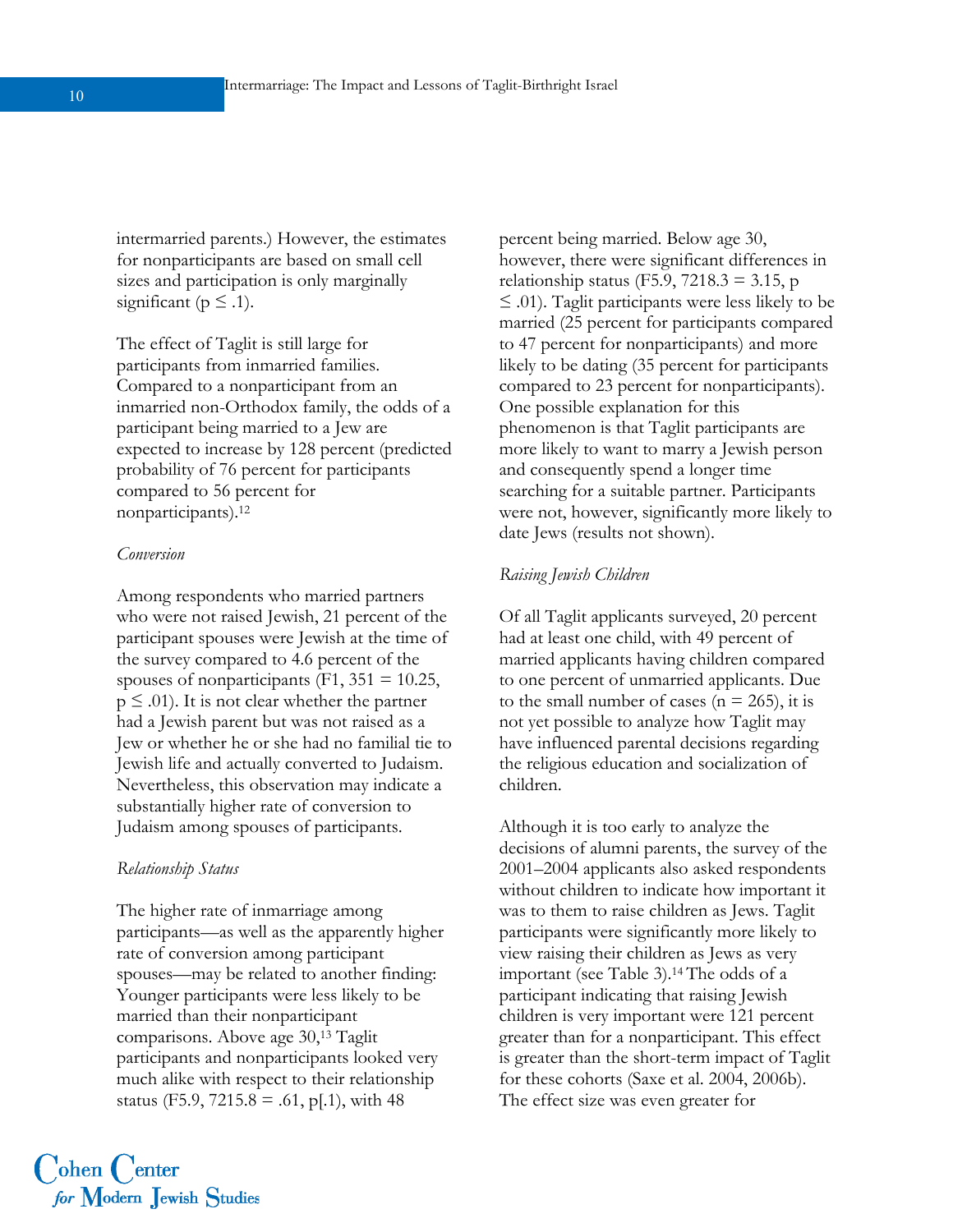intermarried parents.) However, the estimates for nonparticipants are based on small cell sizes and participation is only marginally significant ($p \leq .1$).

The effect of Taglit is still large for participants from inmarried families. Compared to a nonparticipant from an inmarried non-Orthodox family, the odds of a participant being married to a Jew are expected to increase by 128 percent (predicted probability of 76 percent for participants compared to 56 percent for nonparticipants).[12]

*Conversion*

Among respondents who married partners who were not raised Jewish, 21 percent of the participant spouses were Jewish at the time of the survey compared to 4.6 percent of the spouses of nonparticipants ($F_{1, 351} = 10.25$, $p \leq .01$). It is not clear whether the partner had a Jewish parent but was not raised as a Jew or whether he or she had no familial tie to Jewish life and actually converted to Judaism. Nevertheless, this observation may indicate a substantially higher rate of conversion to Judaism among spouses of participants.

*Relationship Status*

The higher rate of inmarriage among participants—as well as the apparently higher rate of conversion among participant spouses—may be related to another finding: Younger participants were less likely to be married than their nonparticipant comparisons. Above age 30,[13] Taglit participants and nonparticipants looked very much alike with respect to their relationship status ($F_{5.9, 7215.8} = .61$, p[.1), with 48 percent being married. Below age 30, however, there were significant differences in relationship status ($F_{5.9, 7218.3} = 3.15$, $p \leq .01$). Taglit participants were less likely to be married (25 percent for participants compared to 47 percent for nonparticipants) and more likely to be dating (35 percent for participants compared to 23 percent for nonparticipants). One possible explanation for this phenomenon is that Taglit participants are more likely to want to marry a Jewish person and consequently spend a longer time searching for a suitable partner. Participants were not, however, significantly more likely to date Jews (results not shown).

*Raising Jewish Children*

Of all Taglit applicants surveyed, 20 percent had at least one child, with 49 percent of married applicants having children compared to one percent of unmarried applicants. Due to the small number of cases (n = 265), it is not yet possible to analyze how Taglit may have influenced parental decisions regarding the religious education and socialization of children.

Although it is too early to analyze the decisions of alumni parents, the survey of the 2001–2004 applicants also asked respondents without children to indicate how important it was to them to raise children as Jews. Taglit participants were significantly more likely to view raising their children as Jews as very important (see Table 3).[14] The odds of a participant indicating that raising Jewish children is very important were 121 percent greater than for a nonparticipant. This effect is greater than the short-term impact of Taglit for these cohorts (Saxe et al. 2004, 2006b). The effect size was even greater for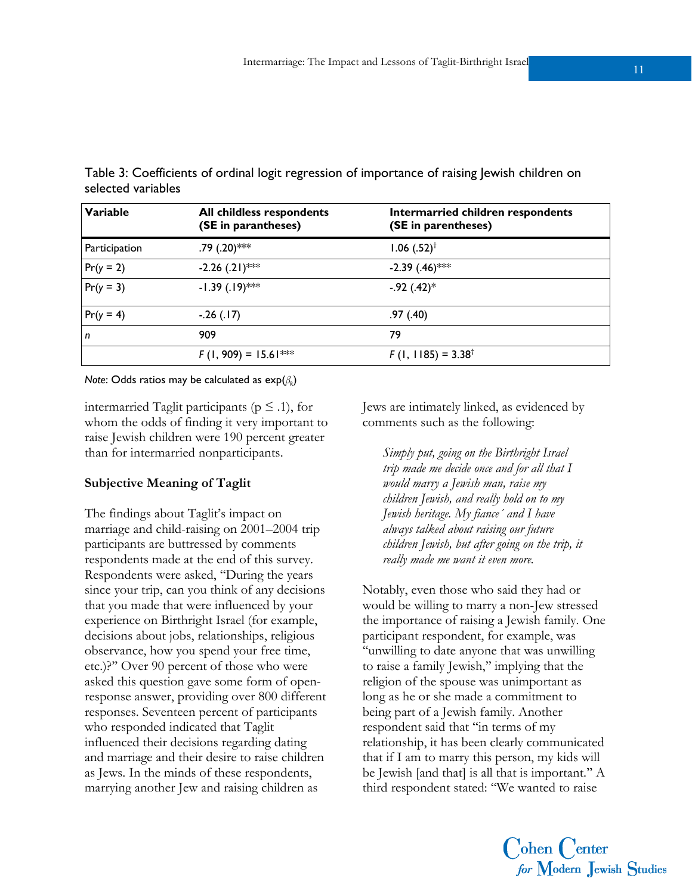Table 3: Coefficients of ordinal logit regression of importance of raising Jewish children on selected variables

| Variable | All childless respondents (SE in parantheses) | Intermarried children respondents (SE in parentheses) |
|---|---|---|
| Participation | .79 (.20)*** | 1.06 (.52)† |
| Pr(*y* = 2) | -2.26 (.21)*** | -2.39 (.46)*** |
| Pr(*y* = 3) | -1.39 (.19)*** | -.92 (.42)* |
| Pr(*y* = 4) | -.26 (.17) | .97 (.40) |
| *n* | 909 | 79 |
| | $F$ (1, 909) = 15.61*** | $F$ (1, 1185) = 3.38† |

*Note*: Odds ratios may be calculated as $\exp(\beta_k)$

intermarried Taglit participants ($p \leq .1$), for whom the odds of finding it very important to raise Jewish children were 190 percent greater than for intermarried nonparticipants.

### Subjective Meaning of Taglit

The findings about Taglit's impact on marriage and child-raising on 2001–2004 trip participants are buttressed by comments respondents made at the end of this survey. Respondents were asked, "During the years since your trip, can you think of any decisions that you made that were influenced by your experience on Birthright Israel (for example, decisions about jobs, relationships, religious observance, how you spend your free time, etc.)?" Over 90 percent of those who were asked this question gave some form of open-response answer, providing over 800 different responses. Seventeen percent of participants who responded indicated that Taglit influenced their decisions regarding dating and marriage and their desire to raise children as Jews. In the minds of these respondents, marrying another Jew and raising children as Jews are intimately linked, as evidenced by comments such as the following:

> *Simply put, going on the Birthright Israel trip made me decide once and for all that I would marry a Jewish man, raise my children Jewish, and really hold on to my Jewish heritage. My fiance´ and I have always talked about raising our future children Jewish, but after going on the trip, it really made me want it even more.*

Notably, even those who said they had or would be willing to marry a non-Jew stressed the importance of raising a Jewish family. One participant respondent, for example, was "unwilling to date anyone that was unwilling to raise a family Jewish," implying that the religion of the spouse was unimportant as long as he or she made a commitment to being part of a Jewish family. Another respondent said that "in terms of my relationship, it has been clearly communicated that if I am to marry this person, my kids will be Jewish [and that] is all that is important." A third respondent stated: "We wanted to raise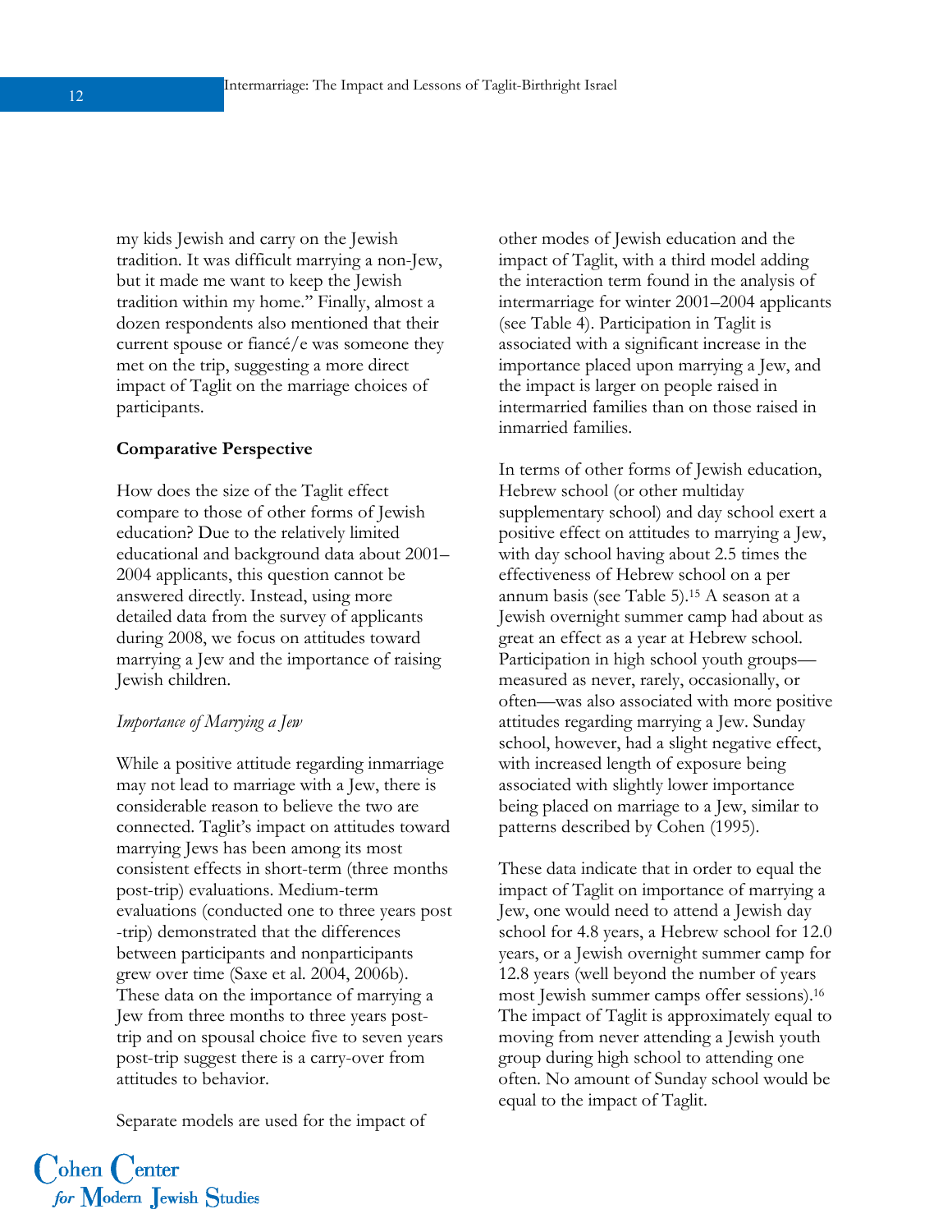my kids Jewish and carry on the Jewish tradition. It was difficult marrying a non-Jew, but it made me want to keep the Jewish tradition within my home." Finally, almost a dozen respondents also mentioned that their current spouse or fiancé/e was someone they met on the trip, suggesting a more direct impact of Taglit on the marriage choices of participants.

**Comparative Perspective**

How does the size of the Taglit effect compare to those of other forms of Jewish education? Due to the relatively limited educational and background data about 2001–2004 applicants, this question cannot be answered directly. Instead, using more detailed data from the survey of applicants during 2008, we focus on attitudes toward marrying a Jew and the importance of raising Jewish children.

*Importance of Marrying a Jew*

While a positive attitude regarding inmarriage may not lead to marriage with a Jew, there is considerable reason to believe the two are connected. Taglit's impact on attitudes toward marrying Jews has been among its most consistent effects in short-term (three months post-trip) evaluations. Medium-term evaluations (conducted one to three years post-trip) demonstrated that the differences between participants and nonparticipants grew over time (Saxe et al. 2004, 2006b). These data on the importance of marrying a Jew from three months to three years post-trip and on spousal choice five to seven years post-trip suggest there is a carry-over from attitudes to behavior.

Separate models are used for the impact of other modes of Jewish education and the impact of Taglit, with a third model adding the interaction term found in the analysis of intermarriage for winter 2001–2004 applicants (see Table 4). Participation in Taglit is associated with a significant increase in the importance placed upon marrying a Jew, and the impact is larger on people raised in intermarried families than on those raised in inmarried families.

In terms of other forms of Jewish education, Hebrew school (or other multiday supplementary school) and day school exert a positive effect on attitudes to marrying a Jew, with day school having about 2.5 times the effectiveness of Hebrew school on a per annum basis (see Table 5).[15] A season at a Jewish overnight summer camp had about as great an effect as a year at Hebrew school. Participation in high school youth groups—measured as never, rarely, occasionally, or often—was also associated with more positive attitudes regarding marrying a Jew. Sunday school, however, had a slight negative effect, with increased length of exposure being associated with slightly lower importance being placed on marriage to a Jew, similar to patterns described by Cohen (1995).

These data indicate that in order to equal the impact of Taglit on importance of marrying a Jew, one would need to attend a Jewish day school for 4.8 years, a Hebrew school for 12.0 years, or a Jewish overnight summer camp for 12.8 years (well beyond the number of years most Jewish summer camps offer sessions).[16] The impact of Taglit is approximately equal to moving from never attending a Jewish youth group during high school to attending one often. No amount of Sunday school would be equal to the impact of Taglit.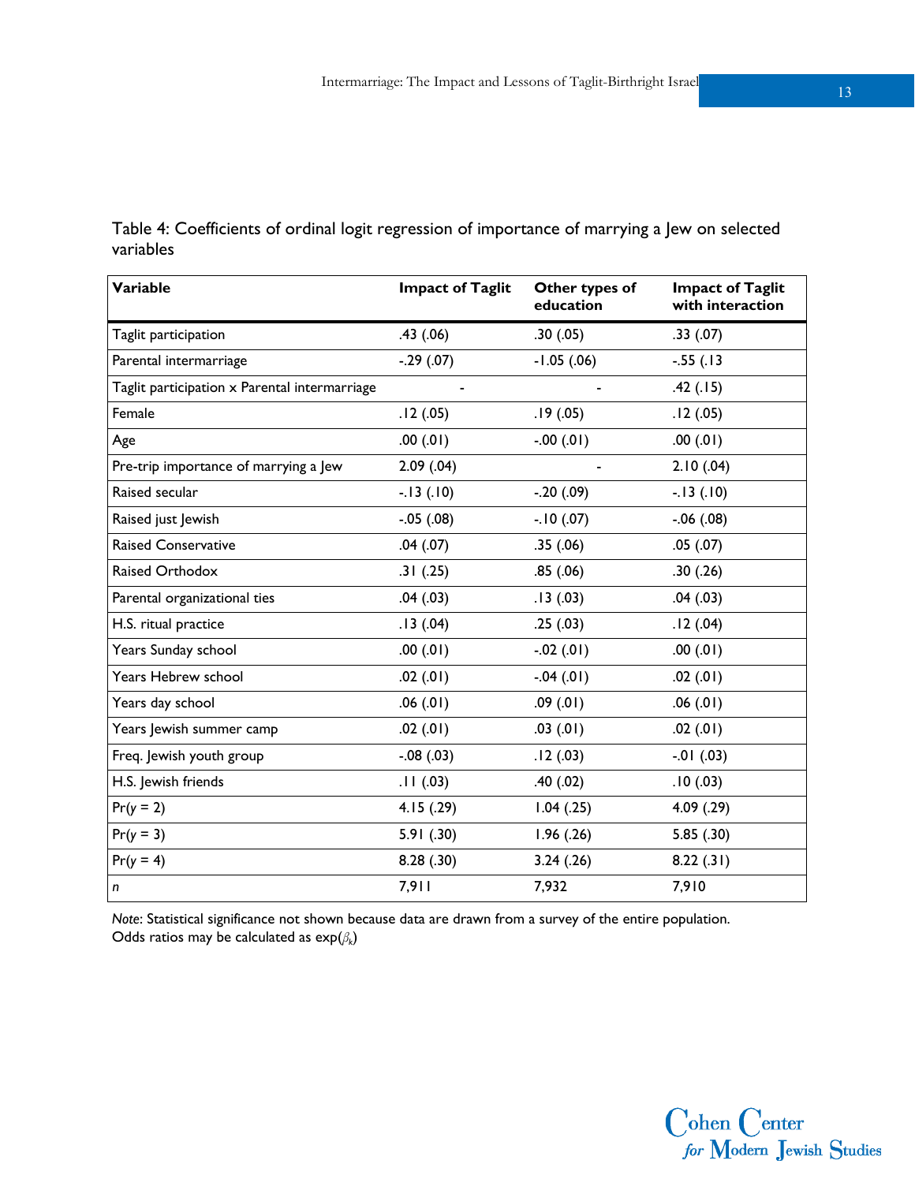Table 4: Coefficients of ordinal logit regression of importance of marrying a Jew on selected variables

| Variable | Impact of Taglit | Other types of education | Impact of Taglit with interaction |
|---|---|---|---|
| Taglit participation | .43 (.06) | .30 (.05) | .33 (.07) |
| Parental intermarriage | -.29 (.07) | -1.05 (.06) | -.55 (.13 |
| Taglit participation x Parental intermarriage | - | - | .42 (.15) |
| Female | .12 (.05) | .19 (.05) | .12 (.05) |
| Age | .00 (.01) | -.00 (.01) | .00 (.01) |
| Pre-trip importance of marrying a Jew | 2.09 (.04) | - | 2.10 (.04) |
| Raised secular | -.13 (.10) | -.20 (.09) | -.13 (.10) |
| Raised just Jewish | -.05 (.08) | -.10 (.07) | -.06 (.08) |
| Raised Conservative | .04 (.07) | .35 (.06) | .05 (.07) |
| Raised Orthodox | .31 (.25) | .85 (.06) | .30 (.26) |
| Parental organizational ties | .04 (.03) | .13 (.03) | .04 (.03) |
| H.S. ritual practice | .13 (.04) | .25 (.03) | .12 (.04) |
| Years Sunday school | .00 (.01) | -.02 (.01) | .00 (.01) |
| Years Hebrew school | .02 (.01) | -.04 (.01) | .02 (.01) |
| Years day school | .06 (.01) | .09 (.01) | .06 (.01) |
| Years Jewish summer camp | .02 (.01) | .03 (.01) | .02 (.01) |
| Freq. Jewish youth group | -.08 (.03) | .12 (.03) | -.01 (.03) |
| H.S. Jewish friends | .11 (.03) | .40 (.02) | .10 (.03) |
| Pr($y$ = 2) | 4.15 (.29) | 1.04 (.25) | 4.09 (.29) |
| Pr($y$ = 3) | 5.91 (.30) | 1.96 (.26) | 5.85 (.30) |
| Pr($y$ = 4) | 8.28 (.30) | 3.24 (.26) | 8.22 (.31) |
| $n$ | 7,911 | 7,932 | 7,910 |

*Note*: Statistical significance not shown because data are drawn from a survey of the entire population. Odds ratios may be calculated as $\exp(\beta_k)$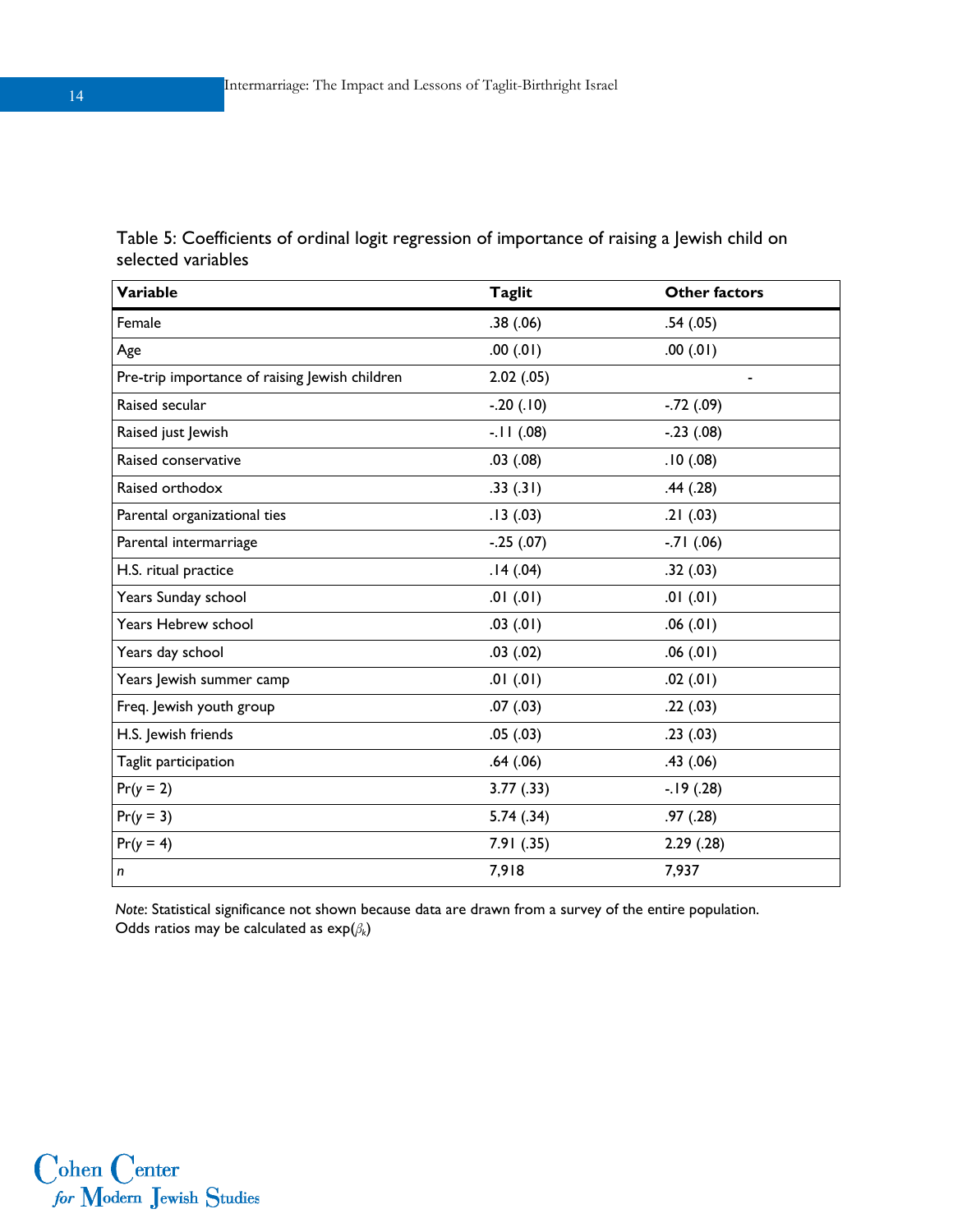Table 5: Coefficients of ordinal logit regression of importance of raising a Jewish child on selected variables

| Variable | Taglit | Other factors |
|---|---|---|
| Female | .38 (.06) | .54 (.05) |
| Age | .00 (.01) | .00 (.01) |
| Pre-trip importance of raising Jewish children | 2.02 (.05) | - |
| Raised secular | -.20 (.10) | -.72 (.09) |
| Raised just Jewish | -.11 (.08) | -.23 (.08) |
| Raised conservative | .03 (.08) | .10 (.08) |
| Raised orthodox | .33 (.31) | .44 (.28) |
| Parental organizational ties | .13 (.03) | .21 (.03) |
| Parental intermarriage | -.25 (.07) | -.71 (.06) |
| H.S. ritual practice | .14 (.04) | .32 (.03) |
| Years Sunday school | .01 (.01) | .01 (.01) |
| Years Hebrew school | .03 (.01) | .06 (.01) |
| Years day school | .03 (.02) | .06 (.01) |
| Years Jewish summer camp | .01 (.01) | .02 (.01) |
| Freq. Jewish youth group | .07 (.03) | .22 (.03) |
| H.S. Jewish friends | .05 (.03) | .23 (.03) |
| Taglit participation | .64 (.06) | .43 (.06) |
| $Pr(y = 2)$ | 3.77 (.33) | -.19 (.28) |
| $Pr(y = 3)$ | 5.74 (.34) | .97 (.28) |
| $Pr(y = 4)$ | 7.91 (.35) | 2.29 (.28) |
| *n* | 7,918 | 7,937 |

*Note*: Statistical significance not shown because data are drawn from a survey of the entire population. Odds ratios may be calculated as $\exp(\beta_k)$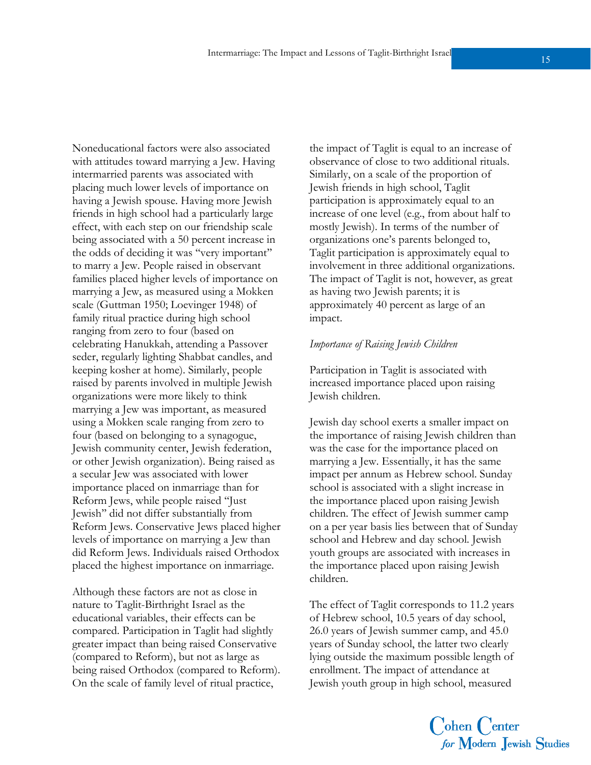Noneducational factors were also associated with attitudes toward marrying a Jew. Having intermarried parents was associated with placing much lower levels of importance on having a Jewish spouse. Having more Jewish friends in high school had a particularly large effect, with each step on our friendship scale being associated with a 50 percent increase in the odds of deciding it was "very important" to marry a Jew. People raised in observant families placed higher levels of importance on marrying a Jew, as measured using a Mokken scale (Guttman 1950; Loevinger 1948) of family ritual practice during high school ranging from zero to four (based on celebrating Hanukkah, attending a Passover seder, regularly lighting Shabbat candles, and keeping kosher at home). Similarly, people raised by parents involved in multiple Jewish organizations were more likely to think marrying a Jew was important, as measured using a Mokken scale ranging from zero to four (based on belonging to a synagogue, Jewish community center, Jewish federation, or other Jewish organization). Being raised as a secular Jew was associated with lower importance placed on inmarriage than for Reform Jews, while people raised "Just Jewish" did not differ substantially from Reform Jews. Conservative Jews placed higher levels of importance on marrying a Jew than did Reform Jews. Individuals raised Orthodox placed the highest importance on inmarriage.

Although these factors are not as close in nature to Taglit-Birthright Israel as the educational variables, their effects can be compared. Participation in Taglit had slightly greater impact than being raised Conservative (compared to Reform), but not as large as being raised Orthodox (compared to Reform). On the scale of family level of ritual practice, the impact of Taglit is equal to an increase of observance of close to two additional rituals. Similarly, on a scale of the proportion of Jewish friends in high school, Taglit participation is approximately equal to an increase of one level (e.g., from about half to mostly Jewish). In terms of the number of organizations one's parents belonged to, Taglit participation is approximately equal to involvement in three additional organizations. The impact of Taglit is not, however, as great as having two Jewish parents; it is approximately 40 percent as large of an impact.

*Importance of Raising Jewish Children*

Participation in Taglit is associated with increased importance placed upon raising Jewish children.

Jewish day school exerts a smaller impact on the importance of raising Jewish children than was the case for the importance placed on marrying a Jew. Essentially, it has the same impact per annum as Hebrew school. Sunday school is associated with a slight increase in the importance placed upon raising Jewish children. The effect of Jewish summer camp on a per year basis lies between that of Sunday school and Hebrew and day school. Jewish youth groups are associated with increases in the importance placed upon raising Jewish children.

The effect of Taglit corresponds to 11.2 years of Hebrew school, 10.5 years of day school, 26.0 years of Jewish summer camp, and 45.0 years of Sunday school, the latter two clearly lying outside the maximum possible length of enrollment. The impact of attendance at Jewish youth group in high school, measured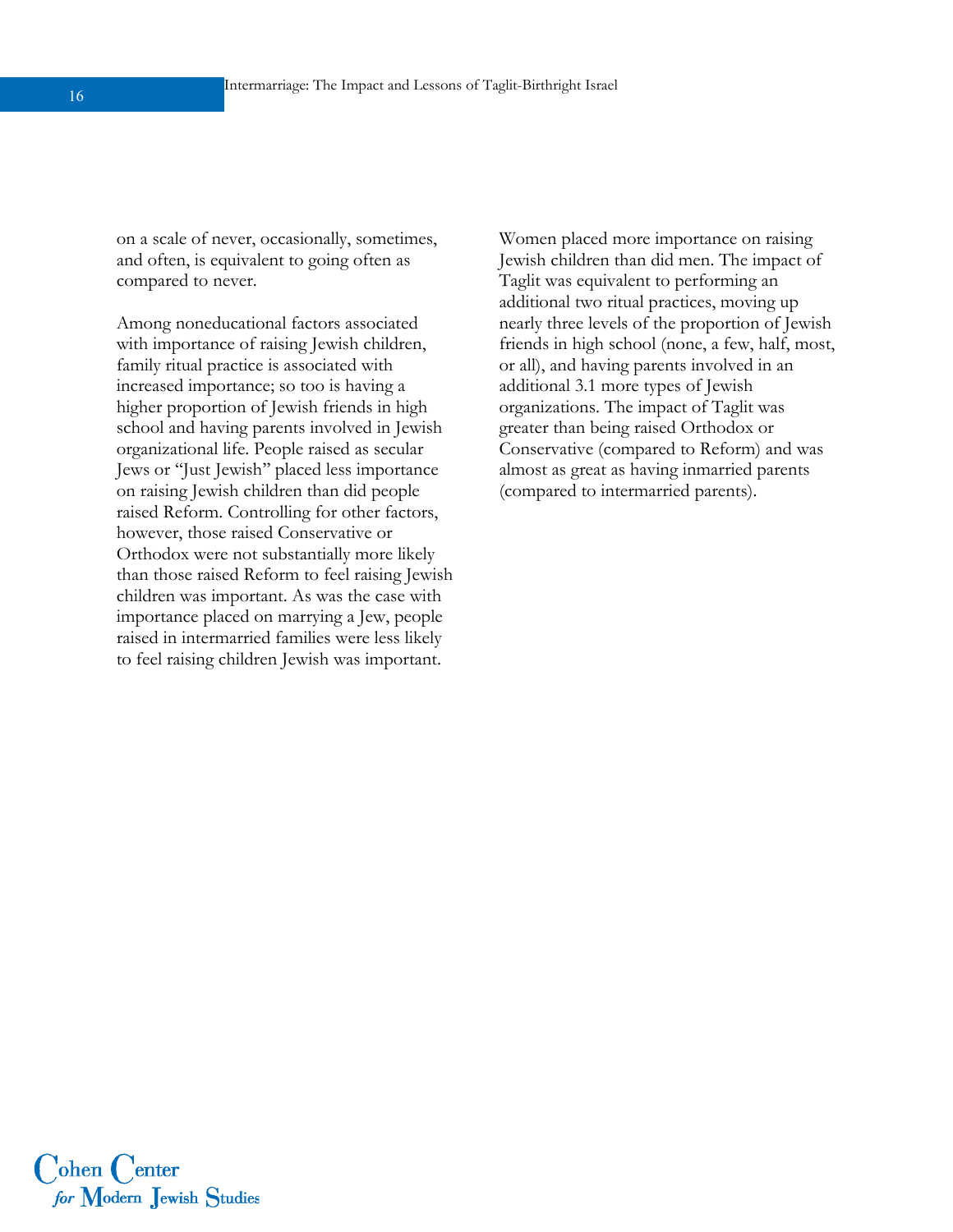on a scale of never, occasionally, sometimes, and often, is equivalent to going often as compared to never.

Among noneducational factors associated with importance of raising Jewish children, family ritual practice is associated with increased importance; so too is having a higher proportion of Jewish friends in high school and having parents involved in Jewish organizational life. People raised as secular Jews or "Just Jewish" placed less importance on raising Jewish children than did people raised Reform. Controlling for other factors, however, those raised Conservative or Orthodox were not substantially more likely than those raised Reform to feel raising Jewish children was important. As was the case with importance placed on marrying a Jew, people raised in intermarried families were less likely to feel raising children Jewish was important.

Women placed more importance on raising Jewish children than did men. The impact of Taglit was equivalent to performing an additional two ritual practices, moving up nearly three levels of the proportion of Jewish friends in high school (none, a few, half, most, or all), and having parents involved in an additional 3.1 more types of Jewish organizations. The impact of Taglit was greater than being raised Orthodox or Conservative (compared to Reform) and was almost as great as having inmarried parents (compared to intermarried parents).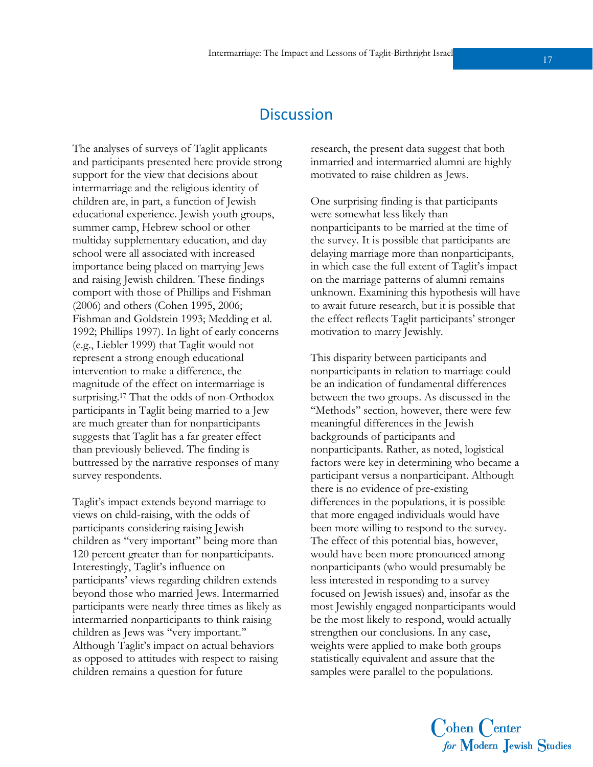# Discussion

The analyses of surveys of Taglit applicants and participants presented here provide strong support for the view that decisions about intermarriage and the religious identity of children are, in part, a function of Jewish educational experience. Jewish youth groups, summer camp, Hebrew school or other multiday supplementary education, and day school were all associated with increased importance being placed on marrying Jews and raising Jewish children. These findings comport with those of Phillips and Fishman (2006) and others (Cohen 1995, 2006; Fishman and Goldstein 1993; Medding et al. 1992; Phillips 1997). In light of early concerns (e.g., Liebler 1999) that Taglit would not represent a strong enough educational intervention to make a difference, the magnitude of the effect on intermarriage is surprising.[17] That the odds of non-Orthodox participants in Taglit being married to a Jew are much greater than for nonparticipants suggests that Taglit has a far greater effect than previously believed. The finding is buttressed by the narrative responses of many survey respondents.

Taglit's impact extends beyond marriage to views on child-raising, with the odds of participants considering raising Jewish children as "very important" being more than 120 percent greater than for nonparticipants. Interestingly, Taglit's influence on participants' views regarding children extends beyond those who married Jews. Intermarried participants were nearly three times as likely as intermarried nonparticipants to think raising children as Jews was "very important." Although Taglit's impact on actual behaviors as opposed to attitudes with respect to raising children remains a question for future research, the present data suggest that both inmarried and intermarried alumni are highly motivated to raise children as Jews.

One surprising finding is that participants were somewhat less likely than nonparticipants to be married at the time of the survey. It is possible that participants are delaying marriage more than nonparticipants, in which case the full extent of Taglit's impact on the marriage patterns of alumni remains unknown. Examining this hypothesis will have to await future research, but it is possible that the effect reflects Taglit participants' stronger motivation to marry Jewishly.

This disparity between participants and nonparticipants in relation to marriage could be an indication of fundamental differences between the two groups. As discussed in the "Methods" section, however, there were few meaningful differences in the Jewish backgrounds of participants and nonparticipants. Rather, as noted, logistical factors were key in determining who became a participant versus a nonparticipant. Although there is no evidence of pre-existing differences in the populations, it is possible that more engaged individuals would have been more willing to respond to the survey. The effect of this potential bias, however, would have been more pronounced among nonparticipants (who would presumably be less interested in responding to a survey focused on Jewish issues) and, insofar as the most Jewishly engaged nonparticipants would be the most likely to respond, would actually strengthen our conclusions. In any case, weights were applied to make both groups statistically equivalent and assure that the samples were parallel to the populations.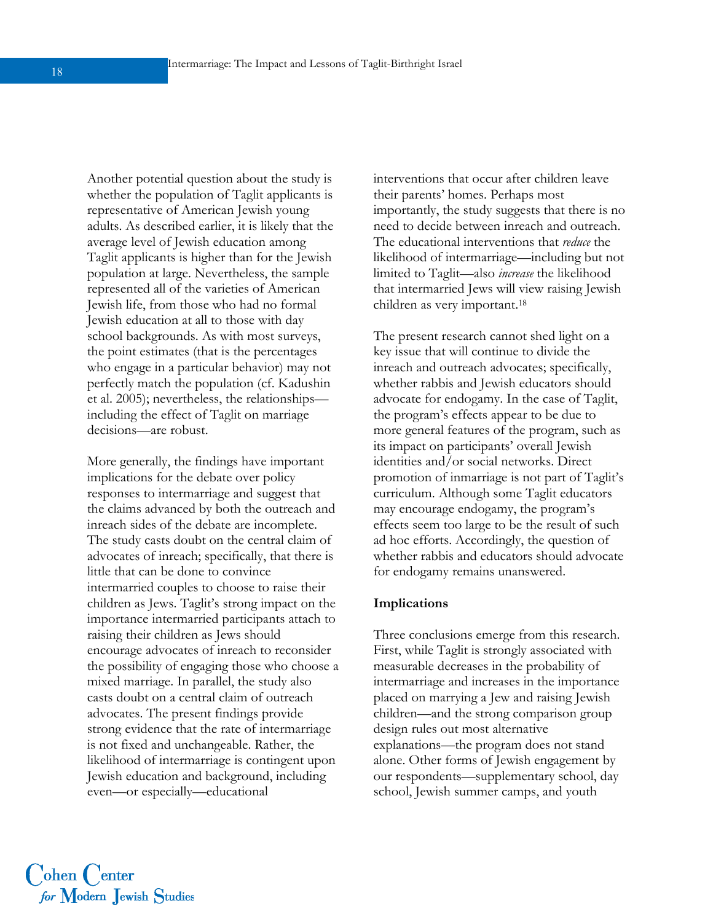Another potential question about the study is whether the population of Taglit applicants is representative of American Jewish young adults. As described earlier, it is likely that the average level of Jewish education among Taglit applicants is higher than for the Jewish population at large. Nevertheless, the sample represented all of the varieties of American Jewish life, from those who had no formal Jewish education at all to those with day school backgrounds. As with most surveys, the point estimates (that is the percentages who engage in a particular behavior) may not perfectly match the population (cf. Kadushin et al. 2005); nevertheless, the relationships—including the effect of Taglit on marriage decisions—are robust.

More generally, the findings have important implications for the debate over policy responses to intermarriage and suggest that the claims advanced by both the outreach and inreach sides of the debate are incomplete. The study casts doubt on the central claim of advocates of inreach; specifically, that there is little that can be done to convince intermarried couples to choose to raise their children as Jews. Taglit's strong impact on the importance intermarried participants attach to raising their children as Jews should encourage advocates of inreach to reconsider the possibility of engaging those who choose a mixed marriage. In parallel, the study also casts doubt on a central claim of outreach advocates. The present findings provide strong evidence that the rate of intermarriage is not fixed and unchangeable. Rather, the likelihood of intermarriage is contingent upon Jewish education and background, including even—or especially—educational interventions that occur after children leave their parents' homes. Perhaps most importantly, the study suggests that there is no need to decide between inreach and outreach. The educational interventions that *reduce* the likelihood of intermarriage—including but not limited to Taglit—also *increase* the likelihood that intermarried Jews will view raising Jewish children as very important.[18]

The present research cannot shed light on a key issue that will continue to divide the inreach and outreach advocates; specifically, whether rabbis and Jewish educators should advocate for endogamy. In the case of Taglit, the program's effects appear to be due to more general features of the program, such as its impact on participants' overall Jewish identities and/or social networks. Direct promotion of inmarriage is not part of Taglit's curriculum. Although some Taglit educators may encourage endogamy, the program's effects seem too large to be the result of such ad hoc efforts. Accordingly, the question of whether rabbis and educators should advocate for endogamy remains unanswered.

## Implications

Three conclusions emerge from this research. First, while Taglit is strongly associated with measurable decreases in the probability of intermarriage and increases in the importance placed on marrying a Jew and raising Jewish children—and the strong comparison group design rules out most alternative explanations—the program does not stand alone. Other forms of Jewish engagement by our respondents—supplementary school, day school, Jewish summer camps, and youth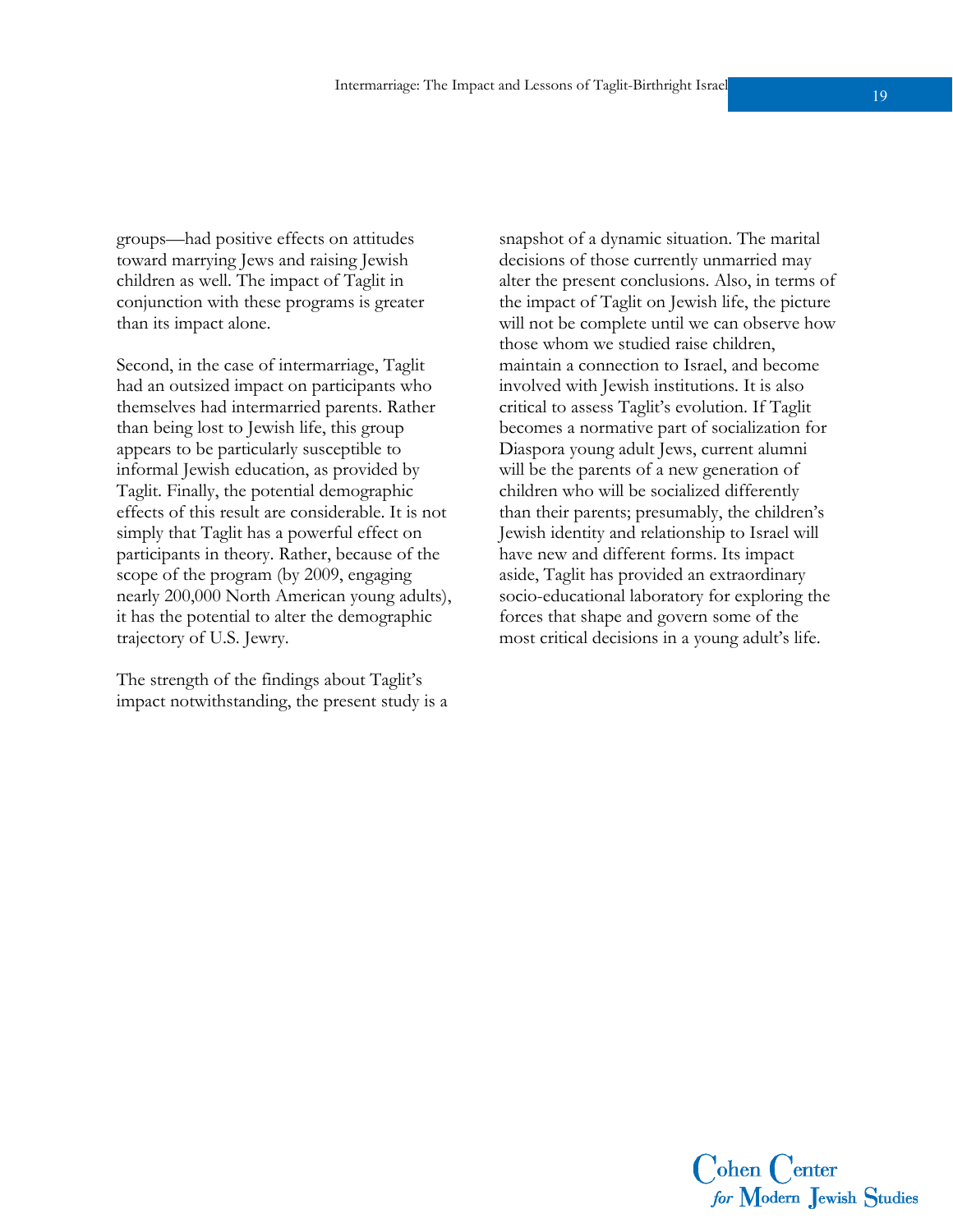groups—had positive effects on attitudes toward marrying Jews and raising Jewish children as well. The impact of Taglit in conjunction with these programs is greater than its impact alone.

Second, in the case of intermarriage, Taglit had an outsized impact on participants who themselves had intermarried parents. Rather than being lost to Jewish life, this group appears to be particularly susceptible to informal Jewish education, as provided by Taglit. Finally, the potential demographic effects of this result are considerable. It is not simply that Taglit has a powerful effect on participants in theory. Rather, because of the scope of the program (by 2009, engaging nearly 200,000 North American young adults), it has the potential to alter the demographic trajectory of U.S. Jewry.

The strength of the findings about Taglit's impact notwithstanding, the present study is a snapshot of a dynamic situation. The marital decisions of those currently unmarried may alter the present conclusions. Also, in terms of the impact of Taglit on Jewish life, the picture will not be complete until we can observe how those whom we studied raise children, maintain a connection to Israel, and become involved with Jewish institutions. It is also critical to assess Taglit's evolution. If Taglit becomes a normative part of socialization for Diaspora young adult Jews, current alumni will be the parents of a new generation of children who will be socialized differently than their parents; presumably, the children's Jewish identity and relationship to Israel will have new and different forms. Its impact aside, Taglit has provided an extraordinary socio-educational laboratory for exploring the forces that shape and govern some of the most critical decisions in a young adult's life.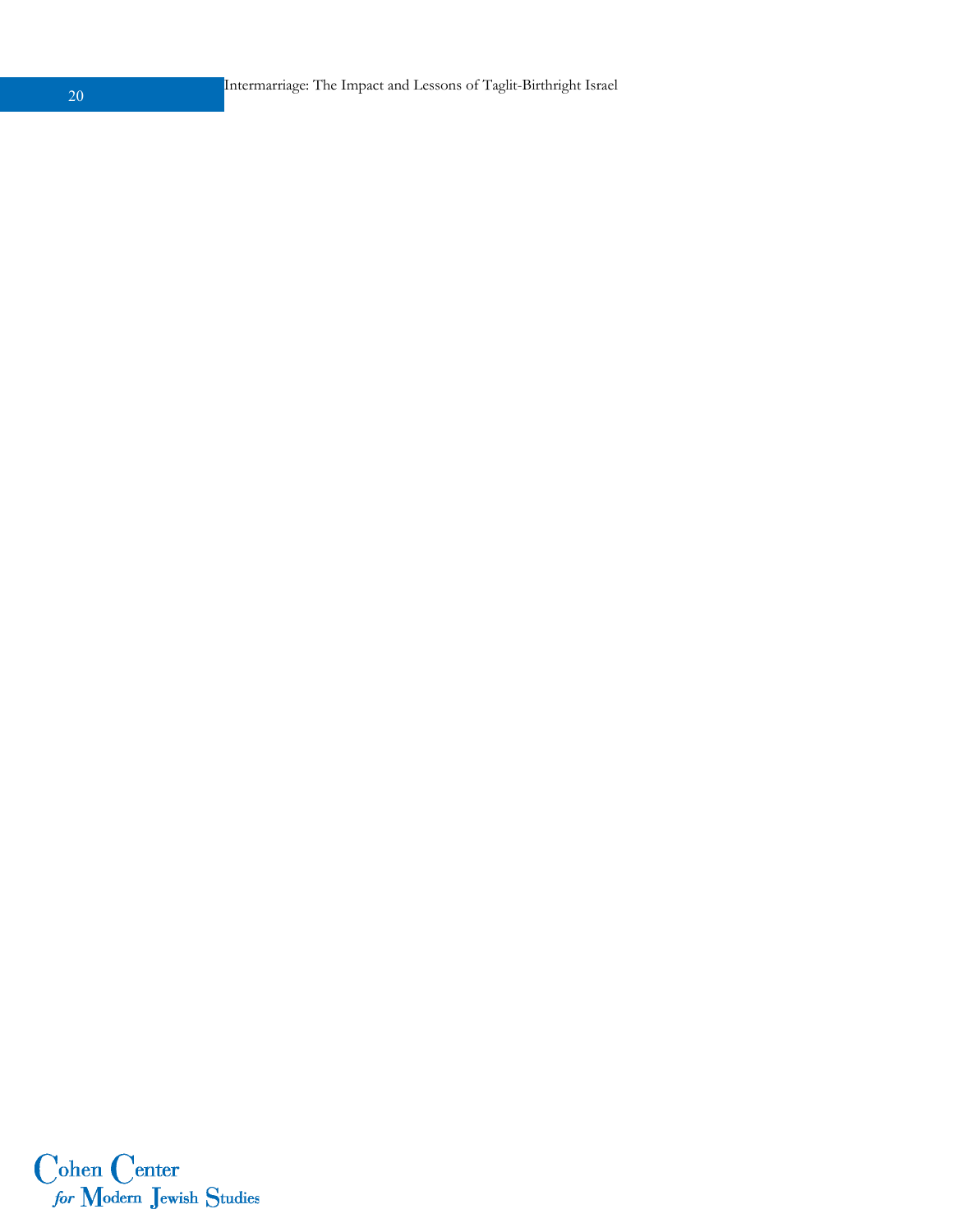Cohen Center
for Modern Jewish Studies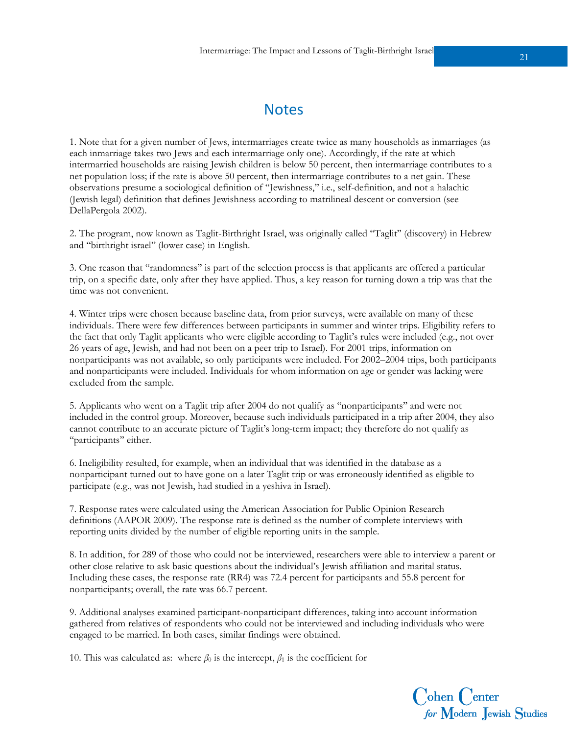# Notes

1. Note that for a given number of Jews, intermarriages create twice as many households as inmarriages (as each inmarriage takes two Jews and each intermarriage only one). Accordingly, if the rate at which intermarried households are raising Jewish children is below 50 percent, then intermarriage contributes to a net population loss; if the rate is above 50 percent, then intermarriage contributes to a net gain. These observations presume a sociological definition of "Jewishness," i.e., self-definition, and not a halachic (Jewish legal) definition that defines Jewishness according to matrilineal descent or conversion (see DellaPergola 2002).

2. The program, now known as Taglit-Birthright Israel, was originally called "Taglit" (discovery) in Hebrew and "birthright israel" (lower case) in English.

3. One reason that "randomness" is part of the selection process is that applicants are offered a particular trip, on a specific date, only after they have applied. Thus, a key reason for turning down a trip was that the time was not convenient.

4. Winter trips were chosen because baseline data, from prior surveys, were available on many of these individuals. There were few differences between participants in summer and winter trips. Eligibility refers to the fact that only Taglit applicants who were eligible according to Taglit's rules were included (e.g., not over 26 years of age, Jewish, and had not been on a peer trip to Israel). For 2001 trips, information on nonparticipants was not available, so only participants were included. For 2002–2004 trips, both participants and nonparticipants were included. Individuals for whom information on age or gender was lacking were excluded from the sample.

5. Applicants who went on a Taglit trip after 2004 do not qualify as "nonparticipants" and were not included in the control group. Moreover, because such individuals participated in a trip after 2004, they also cannot contribute to an accurate picture of Taglit's long-term impact; they therefore do not qualify as "participants" either.

6. Ineligibility resulted, for example, when an individual that was identified in the database as a nonparticipant turned out to have gone on a later Taglit trip or was erroneously identified as eligible to participate (e.g., was not Jewish, had studied in a yeshiva in Israel).

7. Response rates were calculated using the American Association for Public Opinion Research definitions (AAPOR 2009). The response rate is defined as the number of complete interviews with reporting units divided by the number of eligible reporting units in the sample.

8. In addition, for 289 of those who could not be interviewed, researchers were able to interview a parent or other close relative to ask basic questions about the individual's Jewish affiliation and marital status. Including these cases, the response rate (RR4) was 72.4 percent for participants and 55.8 percent for nonparticipants; overall, the rate was 66.7 percent.

9. Additional analyses examined participant-nonparticipant differences, taking into account information gathered from relatives of respondents who could not be interviewed and including individuals who were engaged to be married. In both cases, similar findings were obtained.

10. This was calculated as: where $\beta_0$ is the intercept, $\beta_1$ is the coefficient for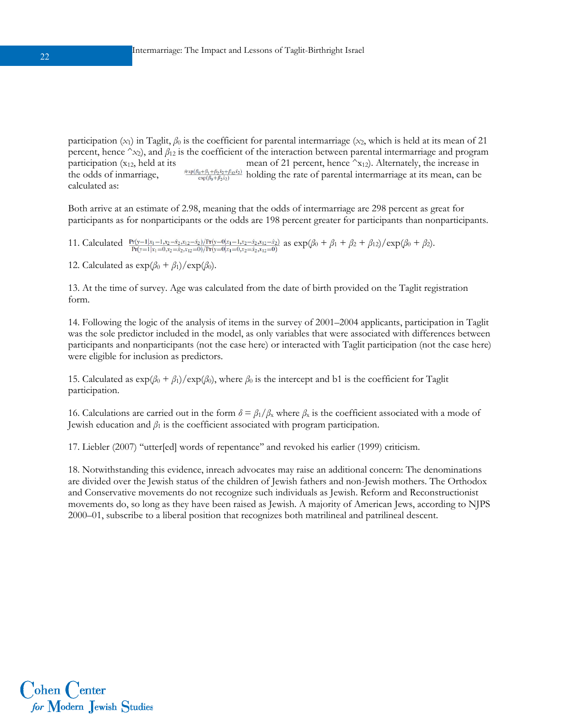participation ($x_1$) in Taglit, $\beta_0$ is the coefficient for parental intermarriage ($x_2$, which is held at its mean of 21 percent, hence $\hat{x}_2$), and $\beta_{12}$ is the coefficient of the interaction between parental intermarriage and program participation ($x_{12}$, held at its mean of 21 percent, hence $\hat{x}_{12}$). Alternately, the increase in the odds of inmarriage, $\frac{\exp(\beta_0+\beta_1+\beta_2\hat{x}_2+\beta_{12}\hat{x}_2)}{\exp(\beta_0+\beta_2\hat{x}_2)}$ holding the rate of parental intermarriage at its mean, can be calculated as:

Both arrive at an estimate of 2.98, meaning that the odds of intermarriage are 298 percent as great for participants as for nonparticipants or the odds are 198 percent greater for participants than nonparticipants.

11. Calculated $\frac{\Pr(y=1|x_1=1,x_2=\hat{x}_2,x_{12}=\hat{x}_2)/\Pr(y=0|x_1=1,x_2=\hat{x}_2,x_{12}=\hat{x}_2)}{\Pr(y=1|x_1=0,x_2=\hat{x}_2,x_{12}=0)/\Pr(y=0|x_1=0,x_2=\hat{x}_2,x_{12}=0)}$ as $\exp(\beta_0 + \beta_1 + \beta_2 + \beta_{12})/\exp(\beta_0 + \beta_2)$.

12. Calculated as $\exp(\beta_0 + \beta_1)/\exp(\beta_0)$.

13. At the time of survey. Age was calculated from the date of birth provided on the Taglit registration form.

14. Following the logic of the analysis of items in the survey of 2001–2004 applicants, participation in Taglit was the sole predictor included in the model, as only variables that were associated with differences between participants and nonparticipants (not the case here) or interacted with Taglit participation (not the case here) were eligible for inclusion as predictors.

15. Calculated as $\exp(\beta_0 + \beta_1)/\exp(\beta_0)$, where $\beta_0$ is the intercept and b1 is the coefficient for Taglit participation.

16. Calculations are carried out in the form $\delta = \beta_1/\beta_x$ where $\beta_x$ is the coefficient associated with a mode of Jewish education and $\beta_1$ is the coefficient associated with program participation.

17. Liebler (2007) "utter[ed] words of repentance" and revoked his earlier (1999) criticism.

18. Notwithstanding this evidence, inreach advocates may raise an additional concern: The denominations are divided over the Jewish status of the children of Jewish fathers and non-Jewish mothers. The Orthodox and Conservative movements do not recognize such individuals as Jewish. Reform and Reconstructionist movements do, so long as they have been raised as Jewish. A majority of American Jews, according to NJPS 2000–01, subscribe to a liberal position that recognizes both matrilineal and patrilineal descent.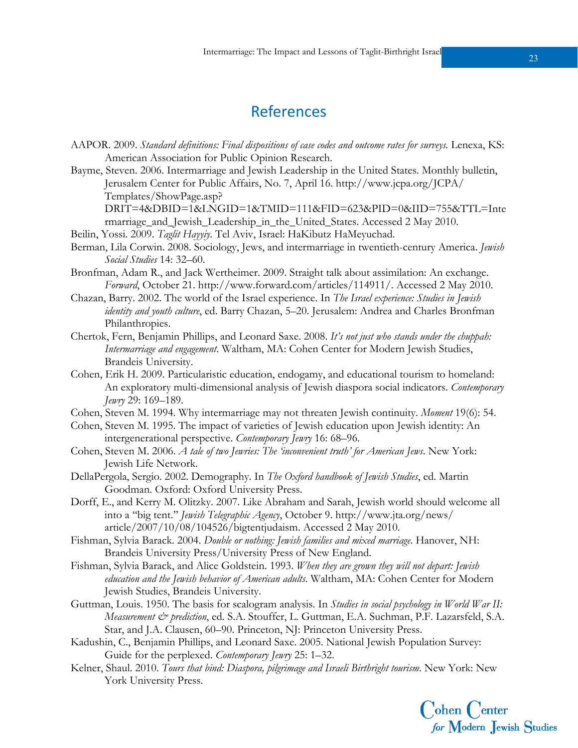# References

AAPOR. 2009. *Standard definitions: Final dispositions of case codes and outcome rates for surveys.* Lenexa, KS: American Association for Public Opinion Research.

Bayme, Steven. 2006. Intermarriage and Jewish Leadership in the United States. Monthly bulletin, Jerusalem Center for Public Affairs, No. 7, April 16. http://www.jcpa.org/JCPA/Templates/ShowPage.asp?DRIT=4&DBID=1&LNGID=1&TMID=111&FID=623&PID=0&IID=755&TTL=Intermarriage_and_Jewish_Leadership_in_the_United_States. Accessed 2 May 2010.

Beilin, Yossi. 2009. *Taglit Hayyiy.* Tel Aviv, Israel: HaKibutz HaMeyuchad.

Berman, Lila Corwin. 2008. Sociology, Jews, and intermarriage in twentieth-century America. *Jewish Social Studies* 14: 32–60.

Bronfman, Adam R., and Jack Wertheimer. 2009. Straight talk about assimilation: An exchange. *Forward*, October 21. http://www.forward.com/articles/114911/. Accessed 2 May 2010.

Chazan, Barry. 2002. The world of the Israel experience. In *The Israel experience: Studies in Jewish identity and youth culture*, ed. Barry Chazan, 5–20. Jerusalem: Andrea and Charles Bronfman Philanthropies.

Chertok, Fern, Benjamin Phillips, and Leonard Saxe. 2008. *It's not just who stands under the chuppah: Intermarriage and engagement.* Waltham, MA: Cohen Center for Modern Jewish Studies, Brandeis University.

Cohen, Erik H. 2009. Particularistic education, endogamy, and educational tourism to homeland: An exploratory multi-dimensional analysis of Jewish diaspora social indicators. *Contemporary Jewry* 29: 169–189.

Cohen, Steven M. 1994. Why intermarriage may not threaten Jewish continuity. *Moment* 19(6): 54.

Cohen, Steven M. 1995. The impact of varieties of Jewish education upon Jewish identity: An intergenerational perspective. *Contemporary Jewry* 16: 68–96.

Cohen, Steven M. 2006. *A tale of two Jewries: The 'inconvenient truth' for American Jews.* New York: Jewish Life Network.

DellaPergola, Sergio. 2002. Demography. In *The Oxford handbook of Jewish Studies*, ed. Martin Goodman. Oxford: Oxford University Press.

Dorff, E., and Kerry M. Olitzky. 2007. Like Abraham and Sarah, Jewish world should welcome all into a "big tent." *Jewish Telegraphic Agency*, October 9. http://www.jta.org/news/article/2007/10/08/104526/bigtentjudaism. Accessed 2 May 2010.

Fishman, Sylvia Barack. 2004. *Double or nothing: Jewish families and mixed marriage.* Hanover, NH: Brandeis University Press/University Press of New England.

Fishman, Sylvia Barack, and Alice Goldstein. 1993. *When they are grown they will not depart: Jewish education and the Jewish behavior of American adults.* Waltham, MA: Cohen Center for Modern Jewish Studies, Brandeis University.

Guttman, Louis. 1950. The basis for scalogram analysis. In *Studies in social psychology in World War II: Measurement & prediction*, ed. S.A. Stouffer, L. Guttman, E.A. Suchman, P.F. Lazarsfeld, S.A. Star, and J.A. Clausen, 60–90. Princeton, NJ: Princeton University Press.

Kadushin, C., Benjamin Phillips, and Leonard Saxe. 2005. National Jewish Population Survey: Guide for the perplexed. *Contemporary Jewry* 25: 1–32.

Kelner, Shaul. 2010. *Tours that bind: Diaspora, pilgrimage and Israeli Birthright tourism.* New York: New York University Press.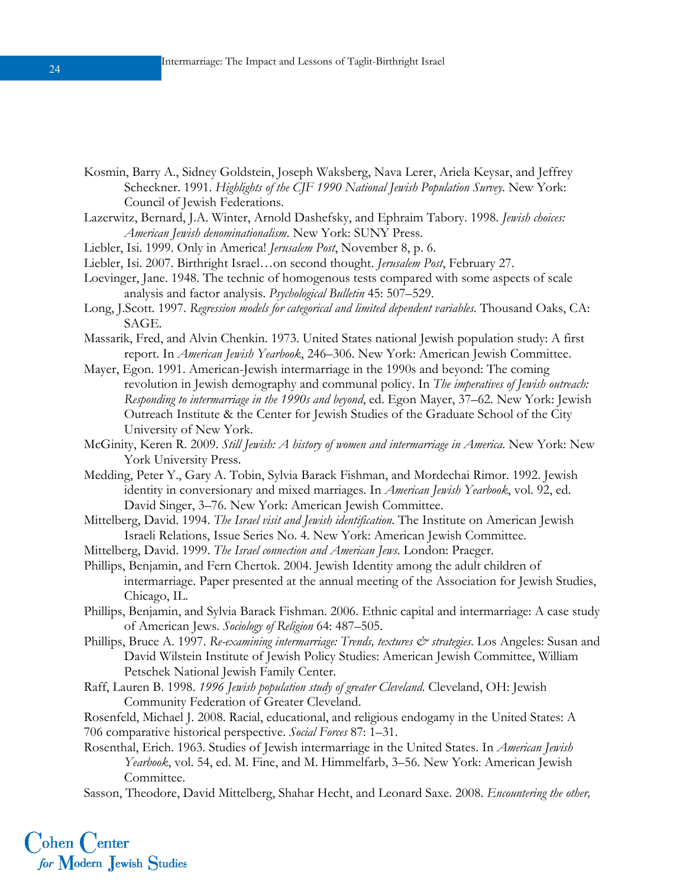Kosmin, Barry A., Sidney Goldstein, Joseph Waksberg, Nava Lerer, Ariela Keysar, and Jeffrey Scheckner. 1991. *Highlights of the CJF 1990 National Jewish Population Survey*. New York: Council of Jewish Federations.

Lazerwitz, Bernard, J.A. Winter, Arnold Dashefsky, and Ephraim Tabory. 1998. *Jewish choices: American Jewish denominationalism*. New York: SUNY Press.

Liebler, Isi. 1999. Only in America! *Jerusalem Post*, November 8, p. 6.

Liebler, Isi. 2007. Birthright Israel…on second thought. *Jerusalem Post*, February 27.

Loevinger, Jane. 1948. The technic of homogenous tests compared with some aspects of scale analysis and factor analysis. *Psychological Bulletin* 45: 507–529.

Long, J.Scott. 1997. *Regression models for categorical and limited dependent variables*. Thousand Oaks, CA: SAGE.

Massarik, Fred, and Alvin Chenkin. 1973. United States national Jewish population study: A first report. In *American Jewish Yearbook*, 246–306. New York: American Jewish Committee.

Mayer, Egon. 1991. American-Jewish intermarriage in the 1990s and beyond: The coming revolution in Jewish demography and communal policy. In *The imperatives of Jewish outreach: Responding to intermarriage in the 1990s and beyond*, ed. Egon Mayer, 37–62. New York: Jewish Outreach Institute & the Center for Jewish Studies of the Graduate School of the City University of New York.

McGinity, Keren R. 2009. *Still Jewish: A history of women and intermarriage in America*. New York: New York University Press.

Medding, Peter Y., Gary A. Tobin, Sylvia Barack Fishman, and Mordechai Rimor. 1992. Jewish identity in conversionary and mixed marriages. In *American Jewish Yearbook*, vol. 92, ed. David Singer, 3–76. New York: American Jewish Committee.

Mittelberg, David. 1994. *The Israel visit and Jewish identification*. The Institute on American Jewish Israeli Relations, Issue Series No. 4. New York: American Jewish Committee.

Mittelberg, David. 1999. *The Israel connection and American Jews*. London: Praeger.

Phillips, Benjamin, and Fern Chertok. 2004. Jewish Identity among the adult children of intermarriage. Paper presented at the annual meeting of the Association for Jewish Studies, Chicago, IL.

Phillips, Benjamin, and Sylvia Barack Fishman. 2006. Ethnic capital and intermarriage: A case study of American Jews. *Sociology of Religion* 64: 487–505.

Phillips, Bruce A. 1997. *Re-examining intermarriage: Trends, textures & strategies*. Los Angeles: Susan and David Wilstein Institute of Jewish Policy Studies: American Jewish Committee, William Petschek National Jewish Family Center.

Raff, Lauren B. 1998. *1996 Jewish population study of greater Cleveland*. Cleveland, OH: Jewish Community Federation of Greater Cleveland.

Rosenfeld, Michael J. 2008. Racial, educational, and religious endogamy in the United States: A 706 comparative historical perspective. *Social Forces* 87: 1–31.

Rosenthal, Erich. 1963. Studies of Jewish intermarriage in the United States. In *American Jewish Yearbook*, vol. 54, ed. M. Fine, and M. Himmelfarb, 3–56. New York: American Jewish Committee.

Sasson, Theodore, David Mittelberg, Shahar Hecht, and Leonard Saxe. 2008. *Encountering the other,*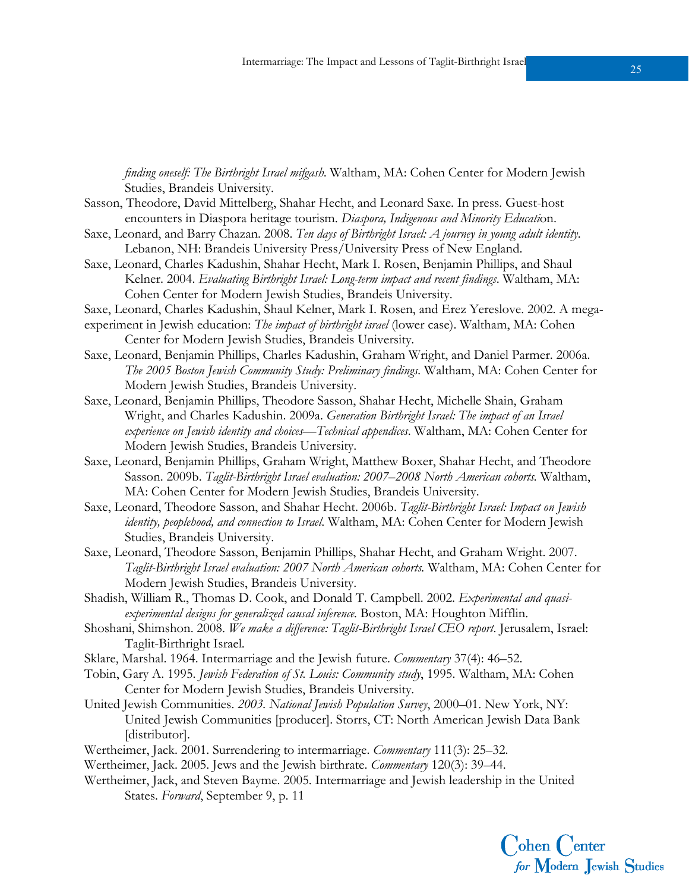*finding oneself: The Birthright Israel mifgash*. Waltham, MA: Cohen Center for Modern Jewish Studies, Brandeis University.

Sasson, Theodore, David Mittelberg, Shahar Hecht, and Leonard Saxe. In press. Guest-host encounters in Diaspora heritage tourism. *Diaspora, Indigenous and Minority Education*.

Saxe, Leonard, and Barry Chazan. 2008. *Ten days of Birthright Israel: A journey in young adult identity*. Lebanon, NH: Brandeis University Press/University Press of New England.

Saxe, Leonard, Charles Kadushin, Shahar Hecht, Mark I. Rosen, Benjamin Phillips, and Shaul Kelner. 2004. *Evaluating Birthright Israel: Long-term impact and recent findings*. Waltham, MA: Cohen Center for Modern Jewish Studies, Brandeis University.

Saxe, Leonard, Charles Kadushin, Shaul Kelner, Mark I. Rosen, and Erez Yereslove. 2002. A mega-experiment in Jewish education: *The impact of birthright israel* (lower case). Waltham, MA: Cohen Center for Modern Jewish Studies, Brandeis University.

Saxe, Leonard, Benjamin Phillips, Charles Kadushin, Graham Wright, and Daniel Parmer. 2006a. *The 2005 Boston Jewish Community Study: Preliminary findings.* Waltham, MA: Cohen Center for Modern Jewish Studies, Brandeis University.

Saxe, Leonard, Benjamin Phillips, Theodore Sasson, Shahar Hecht, Michelle Shain, Graham Wright, and Charles Kadushin. 2009a. *Generation Birthright Israel: The impact of an Israel experience on Jewish identity and choices—Technical appendices*. Waltham, MA: Cohen Center for Modern Jewish Studies, Brandeis University.

Saxe, Leonard, Benjamin Phillips, Graham Wright, Matthew Boxer, Shahar Hecht, and Theodore Sasson. 2009b. *Taglit-Birthright Israel evaluation: 2007–2008 North American cohorts.* Waltham, MA: Cohen Center for Modern Jewish Studies, Brandeis University.

Saxe, Leonard, Theodore Sasson, and Shahar Hecht. 2006b. *Taglit-Birthright Israel: Impact on Jewish identity, peoplehood, and connection to Israel*. Waltham, MA: Cohen Center for Modern Jewish Studies, Brandeis University.

Saxe, Leonard, Theodore Sasson, Benjamin Phillips, Shahar Hecht, and Graham Wright. 2007. *Taglit-Birthright Israel evaluation: 2007 North American cohorts.* Waltham, MA: Cohen Center for Modern Jewish Studies, Brandeis University.

Shadish, William R., Thomas D. Cook, and Donald T. Campbell. 2002. *Experimental and quasi-experimental designs for generalized causal inference.* Boston, MA: Houghton Mifflin.

Shoshani, Shimshon. 2008. *We make a difference: Taglit-Birthright Israel CEO report.* Jerusalem, Israel: Taglit-Birthright Israel.

Sklare, Marshal. 1964. Intermarriage and the Jewish future. *Commentary* 37(4): 46–52.

Tobin, Gary A. 1995. *Jewish Federation of St. Louis: Community study*, 1995. Waltham, MA: Cohen Center for Modern Jewish Studies, Brandeis University.

United Jewish Communities. *2003. National Jewish Population Survey*, 2000–01. New York, NY: United Jewish Communities [producer]. Storrs, CT: North American Jewish Data Bank [distributor].

Wertheimer, Jack. 2001. Surrendering to intermarriage. *Commentary* 111(3): 25–32.

Wertheimer, Jack. 2005. Jews and the Jewish birthrate. *Commentary* 120(3): 39–44.

Wertheimer, Jack, and Steven Bayme. 2005. Intermarriage and Jewish leadership in the United States. *Forward*, September 9, p. 11